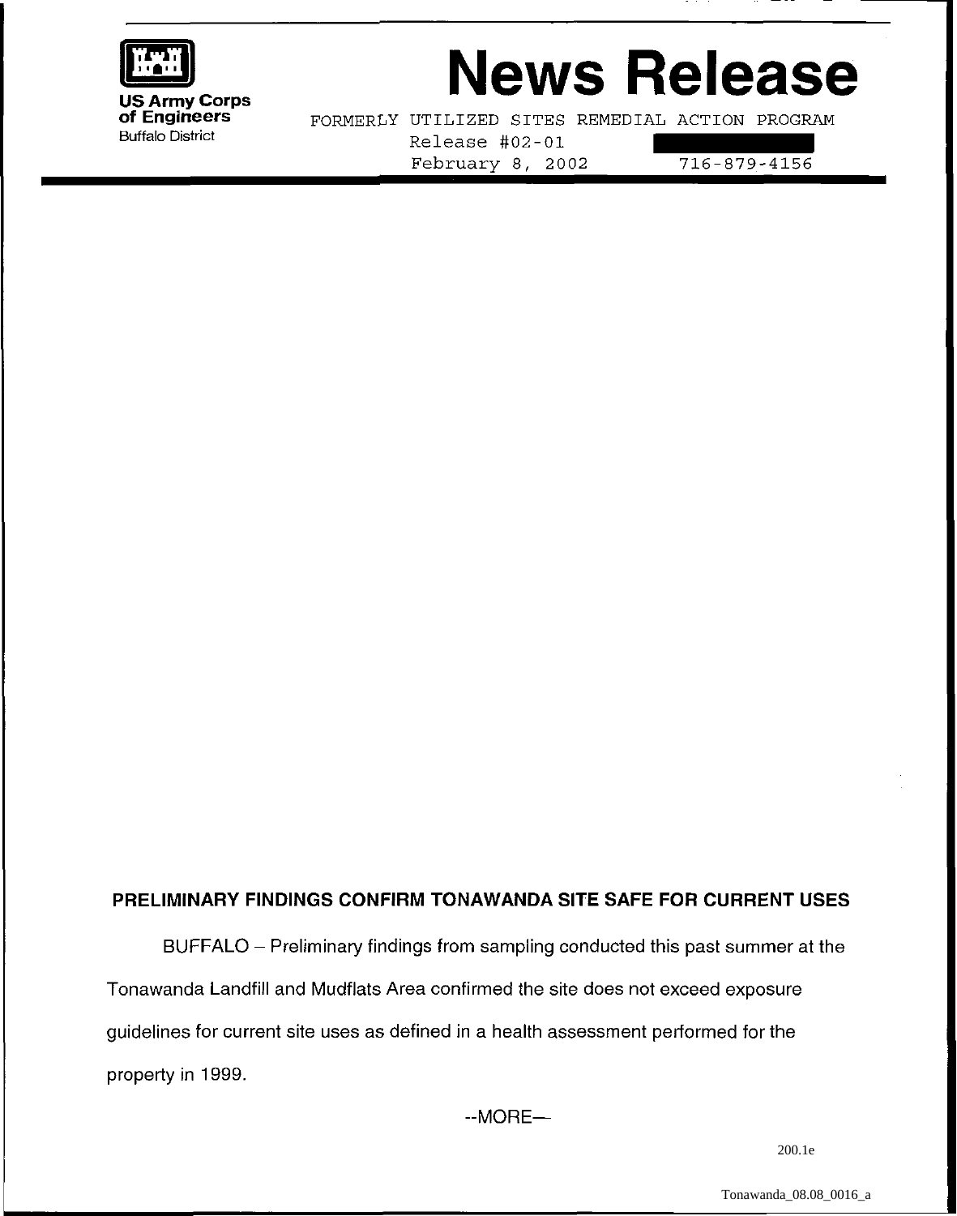**US Army Corps of Engineers**
Buffalo District

# News Release

FORMERLY UTILIZED SITES REMEDIAL ACTION PROGRAM
Release #02-01
February 8, 2002 716-879-4156

**PRELIMINARY FINDINGS CONFIRM TONAWANDA SITE SAFE FOR CURRENT USES**

BUFFALO – Preliminary findings from sampling conducted this past summer at the Tonawanda Landfill and Mudflats Area confirmed the site does not exceed exposure guidelines for current site uses as defined in a health assessment performed for the property in 1999.

--MORE--

200.1e

Tonawanda_08.08_0016_a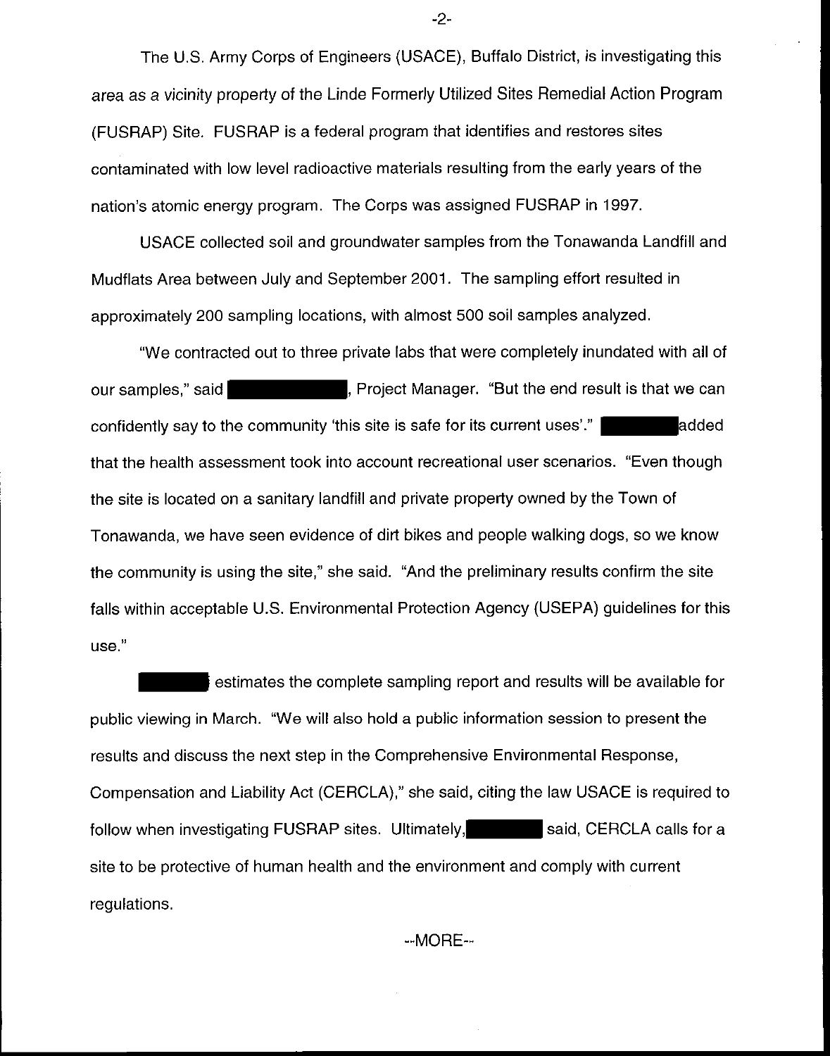The U.S. Army Corps of Engineers (USACE), Buffalo District, is investigating this area as a vicinity property of the Linde Formerly Utilized Sites Remedial Action Program (FUSRAP) Site. FUSRAP is a federal program that identifies and restores sites contaminated with low level radioactive materials resulting from the early years of the nation's atomic energy program. The Corps was assigned FUSRAP in 1997.

USACE collected soil and groundwater samples from the Tonawanda Landfill and Mudflats Area between July and September 2001. The sampling effort resulted in approximately 200 sampling locations, with almost 500 soil samples analyzed.

"We contracted out to three private labs that were completely inundated with all of our samples," said [REDACTED], Project Manager. "But the end result is that we can confidently say to the community 'this site is safe for its current uses'." [REDACTED] added that the health assessment took into account recreational user scenarios. "Even though the site is located on a sanitary landfill and private property owned by the Town of Tonawanda, we have seen evidence of dirt bikes and people walking dogs, so we know the community is using the site," she said. "And the preliminary results confirm the site falls within acceptable U.S. Environmental Protection Agency (USEPA) guidelines for this use."

[REDACTED] estimates the complete sampling report and results will be available for public viewing in March. "We will also hold a public information session to present the results and discuss the next step in the Comprehensive Environmental Response, Compensation and Liability Act (CERCLA)," she said, citing the law USACE is required to follow when investigating FUSRAP sites. Ultimately, [REDACTED] said, CERCLA calls for a site to be protective of human health and the environment and comply with current regulations.

--MORE--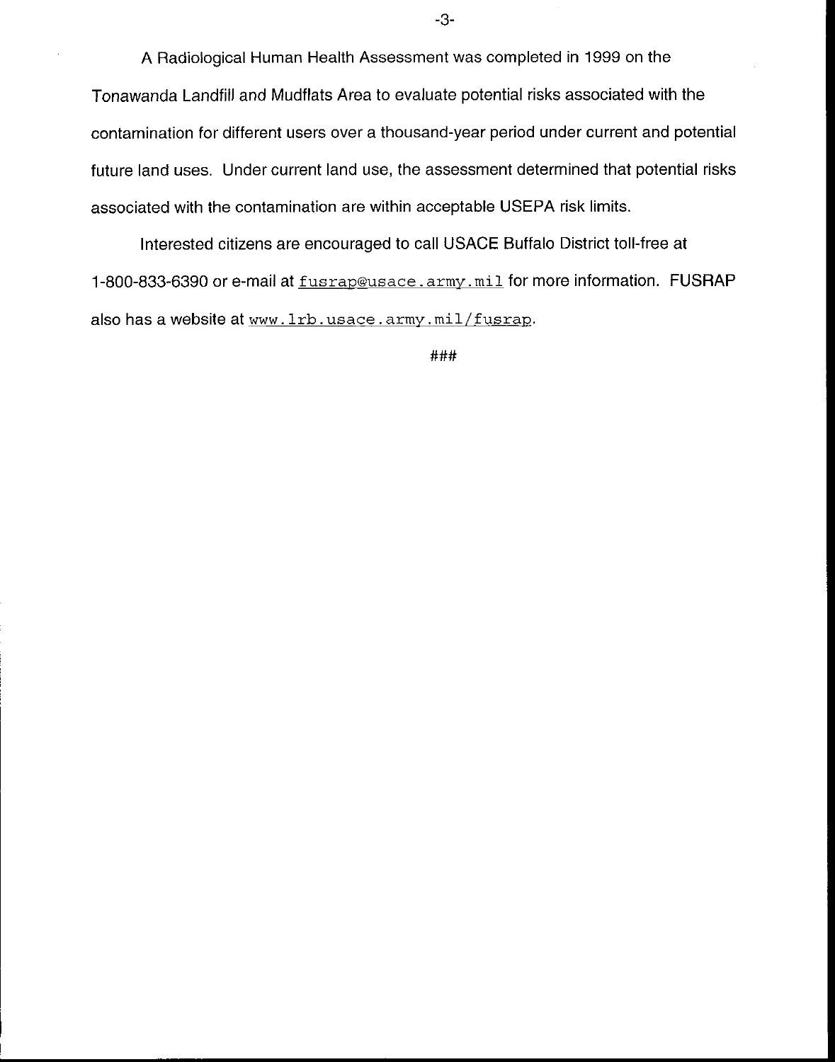A Radiological Human Health Assessment was completed in 1999 on the Tonawanda Landfill and Mudflats Area to evaluate potential risks associated with the contamination for different users over a thousand-year period under current and potential future land uses. Under current land use, the assessment determined that potential risks associated with the contamination are within acceptable USEPA risk limits.

Interested citizens are encouraged to call USACE Buffalo District toll-free at 1-800-833-6390 or e-mail at fusrap@usace.army.mil for more information. FUSRAP also has a website at www.lrb.usace.army.mil/fusrap.

###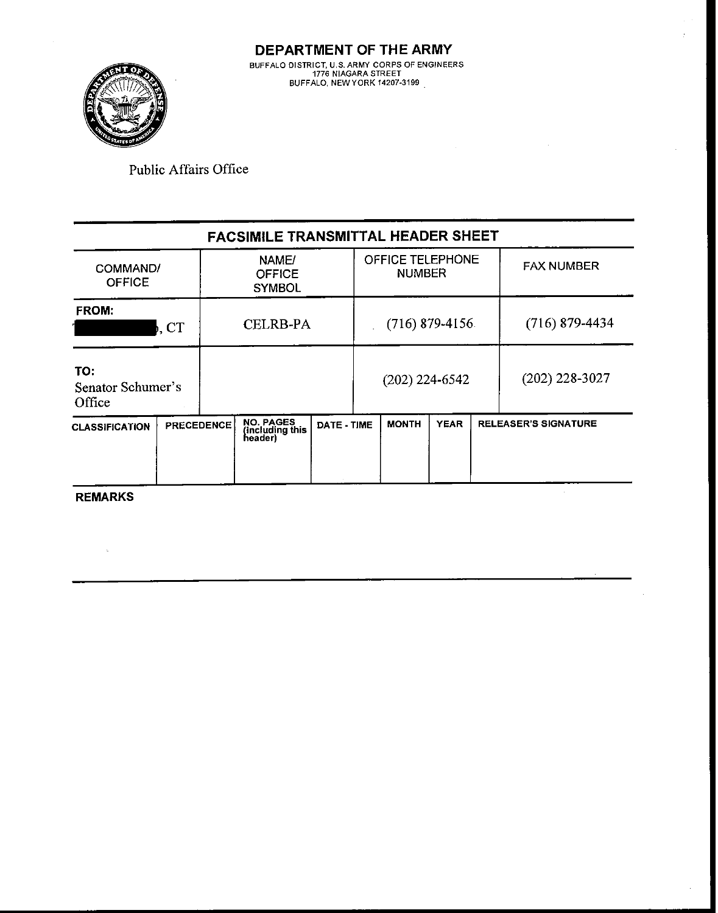# DEPARTMENT OF THE ARMY

BUFFALO DISTRICT, U.S. ARMY CORPS OF ENGINEERS
1776 NIAGARA STREET
BUFFALO, NEW YORK 14207-3199

Public Affairs Office

## FACSIMILE TRANSMITTAL HEADER SHEET

| COMMAND/ OFFICE | NAME/ OFFICE SYMBOL | OFFICE TELEPHONE NUMBER | FAX NUMBER |
|---|---|---|---|
| **FROM:** [redacted], CT | CELRB-PA | (716) 879-4156 | (716) 879-4434 |
| **TO:** Senator Schumer's Office | | (202) 224-6542 | (202) 228-3027 |

| CLASSIFICATION | PRECEDENCE | NO. PAGES (including this header) | DATE - TIME | MONTH | YEAR | RELEASER'S SIGNATURE |
|---|---|---|---|---|---|---|
| | | | | | | |

**REMARKS**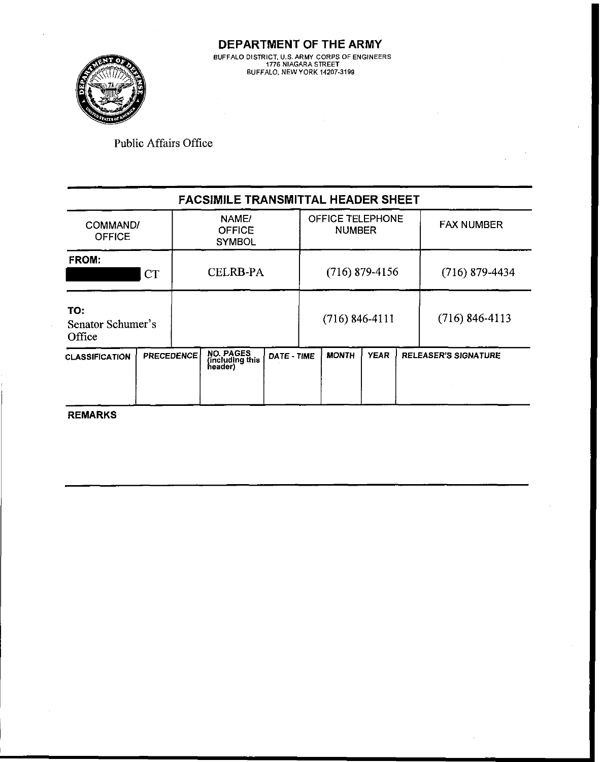# DEPARTMENT OF THE ARMY

BUFFALO DISTRICT, U.S. ARMY CORPS OF ENGINEERS
1776 NIAGARA STREET
BUFFALO, NEW YORK 14207-3199

Public Affairs Office

## FACSIMILE TRANSMITTAL HEADER SHEET

| COMMAND/ OFFICE | NAME/ OFFICE SYMBOL | OFFICE TELEPHONE NUMBER | FAX NUMBER |
|---|---|---|---|
| **FROM:** ██████ CT | CELRB-PA | (716) 879-4156 | (716) 879-4434 |
| **TO:** Senator Schumer's Office | | (716) 846-4111 | (716) 846-4113 |

| CLASSIFICATION | PRECEDENCE | NO. PAGES (including this header) | DATE - TIME | MONTH | YEAR | RELEASER'S SIGNATURE |
|---|---|---|---|---|---|---|
| | | | | | | |

**REMARKS**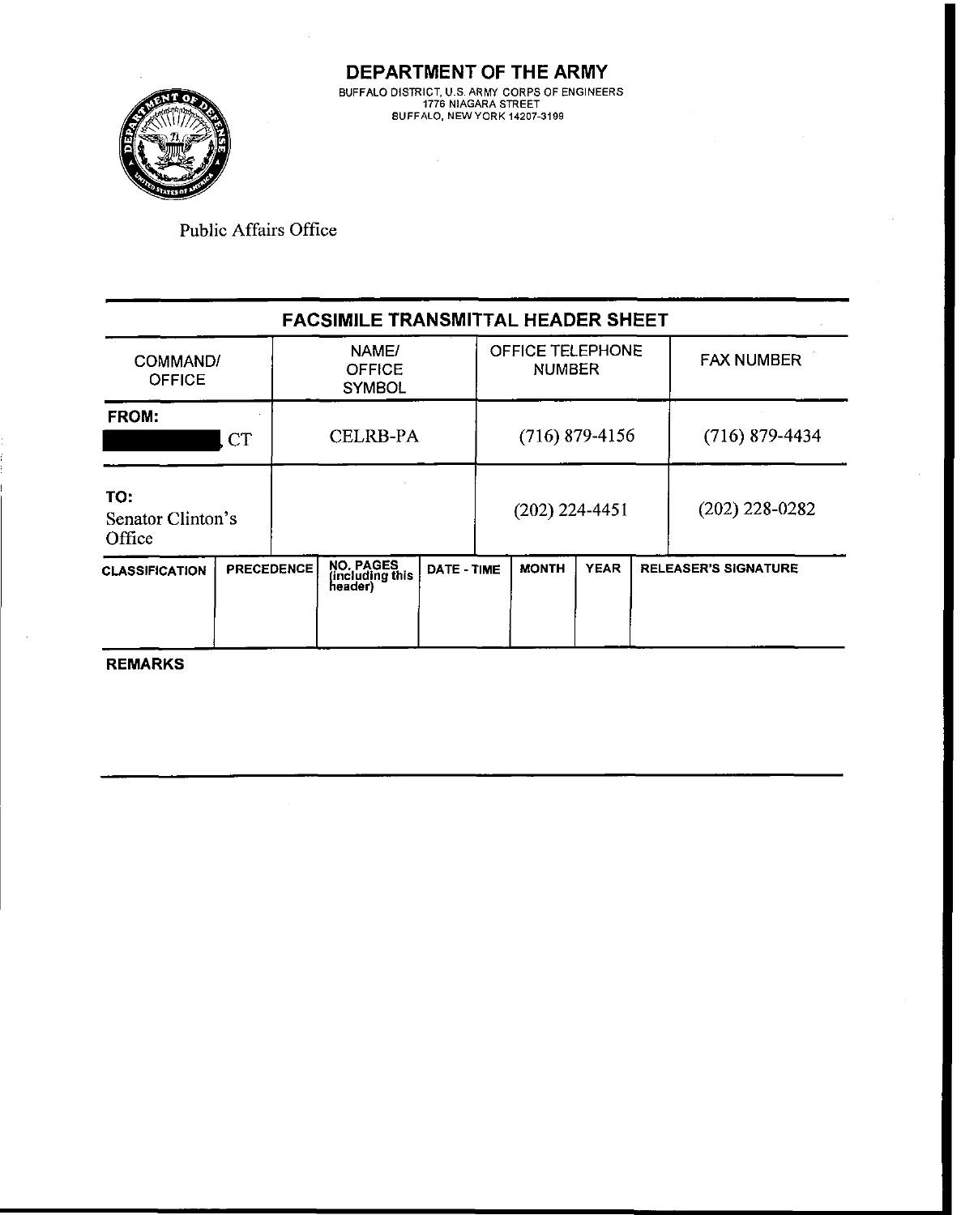# DEPARTMENT OF THE ARMY

BUFFALO DISTRICT, U.S. ARMY CORPS OF ENGINEERS
1776 NIAGARA STREET
BUFFALO, NEW YORK 14207-3199

Public Affairs Office

## FACSIMILE TRANSMITTAL HEADER SHEET

| COMMAND/ OFFICE | NAME/ OFFICE SYMBOL | OFFICE TELEPHONE NUMBER | FAX NUMBER |
|---|---|---|---|
| **FROM:** [REDACTED], CT | CELRB-PA | (716) 879-4156 | (716) 879-4434 |
| **TO:** Senator Clinton's Office | | (202) 224-4451 | (202) 228-0282 |

| CLASSIFICATION | PRECEDENCE | NO. PAGES (including this header) | DATE - TIME | MONTH | YEAR | RELEASER'S SIGNATURE |
|---|---|---|---|---|---|---|
| | | | | | | |

**REMARKS**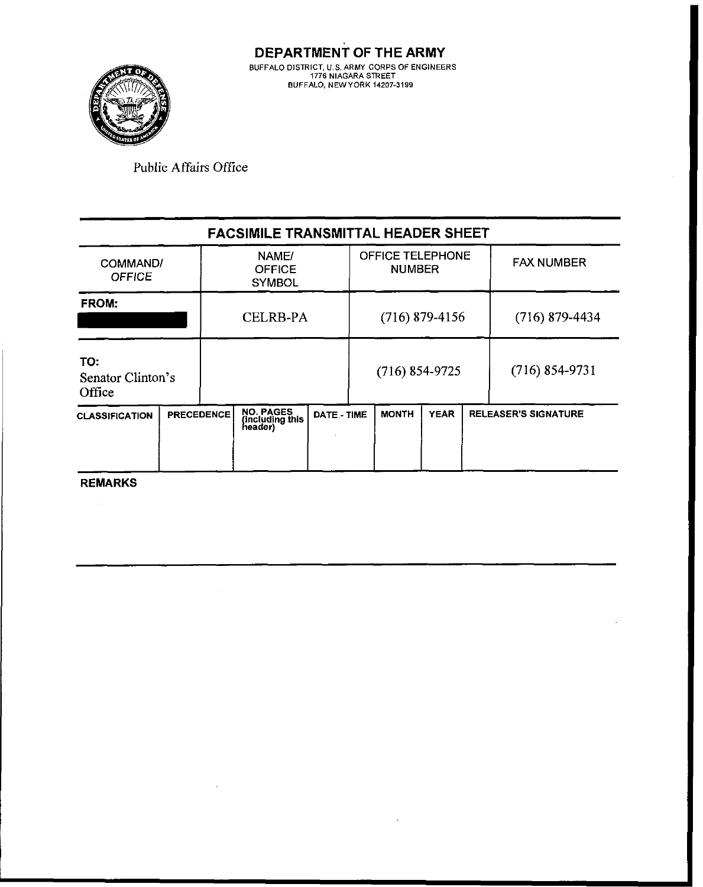# DEPARTMENT OF THE ARMY

BUFFALO DISTRICT, U.S. ARMY CORPS OF ENGINEERS
1776 NIAGARA STREET
BUFFALO, NEW YORK 14207-3199

Public Affairs Office

## FACSIMILE TRANSMITTAL HEADER SHEET

| COMMAND/ OFFICE | NAME/ OFFICE SYMBOL | OFFICE TELEPHONE NUMBER | FAX NUMBER |
|---|---|---|---|
| **FROM:** [REDACTED] | CELRB-PA | (716) 879-4156 | (716) 879-4434 |
| **TO:** Senator Clinton's Office | | (716) 854-9725 | (716) 854-9731 |

| CLASSIFICATION | PRECEDENCE | NO. PAGES (including this header) | DATE - TIME | MONTH | YEAR | RELEASER'S SIGNATURE |
|---|---|---|---|---|---|---|
| | | | | | | |

**REMARKS**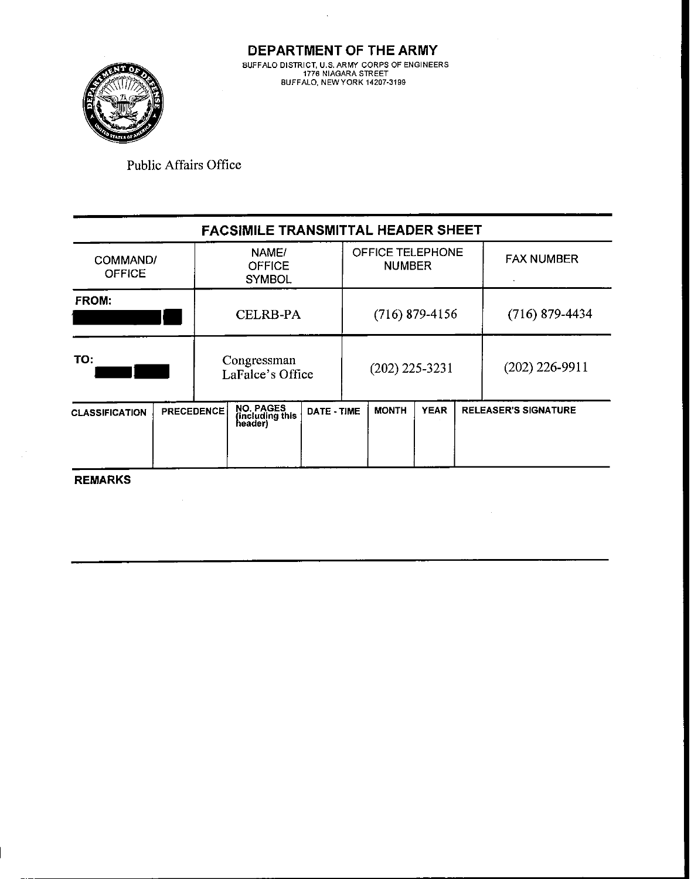# DEPARTMENT OF THE ARMY

BUFFALO DISTRICT, U.S. ARMY CORPS OF ENGINEERS
1776 NIAGARA STREET
BUFFALO, NEW YORK 14207-3199

Public Affairs Office

## FACSIMILE TRANSMITTAL HEADER SHEET

| COMMAND/ OFFICE | NAME/ OFFICE SYMBOL | OFFICE TELEPHONE NUMBER | FAX NUMBER |
|---|---|---|---|
| **FROM:** | CELRB-PA | (716) 879-4156 | (716) 879-4434 |
| **TO:** | Congressman LaFalce's Office | (202) 225-3231 | (202) 226-9911 |

| CLASSIFICATION | PRECEDENCE | NO. PAGES (including this header) | DATE - TIME | MONTH | YEAR | RELEASER'S SIGNATURE |
|---|---|---|---|---|---|---|
| | | | | | | |

**REMARKS**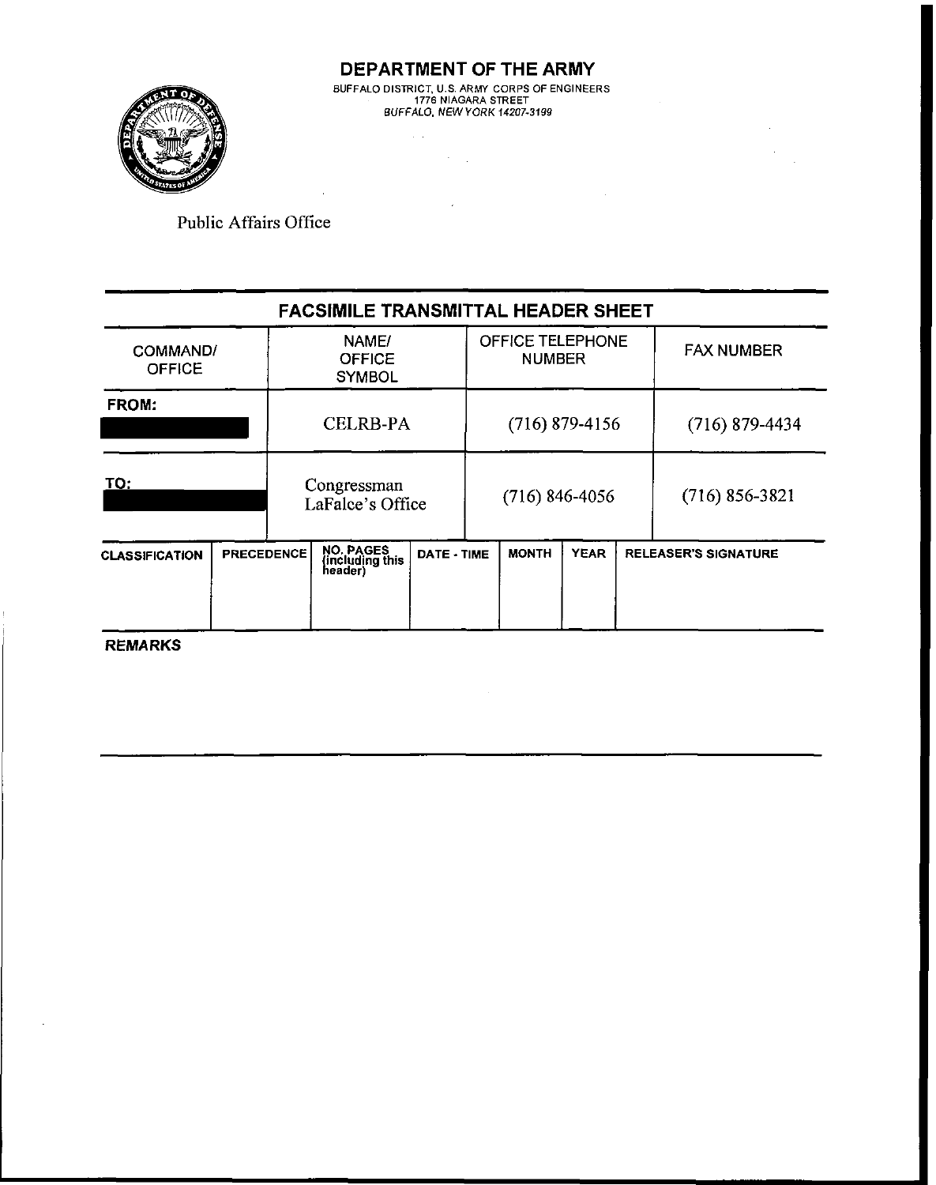# DEPARTMENT OF THE ARMY

BUFFALO DISTRICT, U.S. ARMY CORPS OF ENGINEERS
1776 NIAGARA STREET
*BUFFALO, NEW YORK 14207-3199*

Public Affairs Office

## FACSIMILE TRANSMITTAL HEADER SHEET

| COMMAND/ OFFICE | NAME/ OFFICE SYMBOL | OFFICE TELEPHONE NUMBER | FAX NUMBER |
|---|---|---|---|
| **FROM:** | CELRB-PA | (716) 879-4156 | (716) 879-4434 |
| **TO:** | Congressman LaFalce's Office | (716) 846-4056 | (716) 856-3821 |

| CLASSIFICATION | PRECEDENCE | NO. PAGES (including this header) | DATE - TIME | MONTH | YEAR | RELEASER'S SIGNATURE |
|---|---|---|---|---|---|---|
| | | | | | | |

**REMARKS**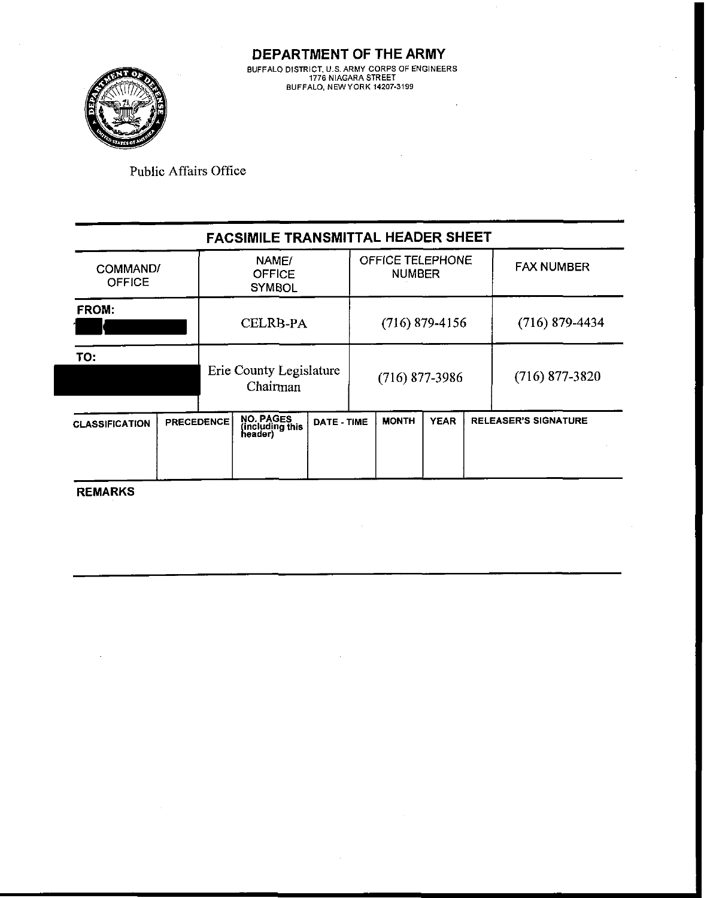# DEPARTMENT OF THE ARMY

BUFFALO DISTRICT, U.S. ARMY CORPS OF ENGINEERS
1776 NIAGARA STREET
BUFFALO, NEW YORK 14207-3199

Public Affairs Office

## FACSIMILE TRANSMITTAL HEADER SHEET

| COMMAND/ OFFICE | NAME/ OFFICE SYMBOL | OFFICE TELEPHONE NUMBER | FAX NUMBER |
|---|---|---|---|
| **FROM:** | CELRB-PA | (716) 879-4156 | (716) 879-4434 |
| **TO:** | Erie County Legislature Chairman | (716) 877-3986 | (716) 877-3820 |

| CLASSIFICATION | PRECEDENCE | NO. PAGES (including this header) | DATE - TIME | MONTH | YEAR | RELEASER'S SIGNATURE |
|---|---|---|---|---|---|---|
| | | | | | | |

**REMARKS**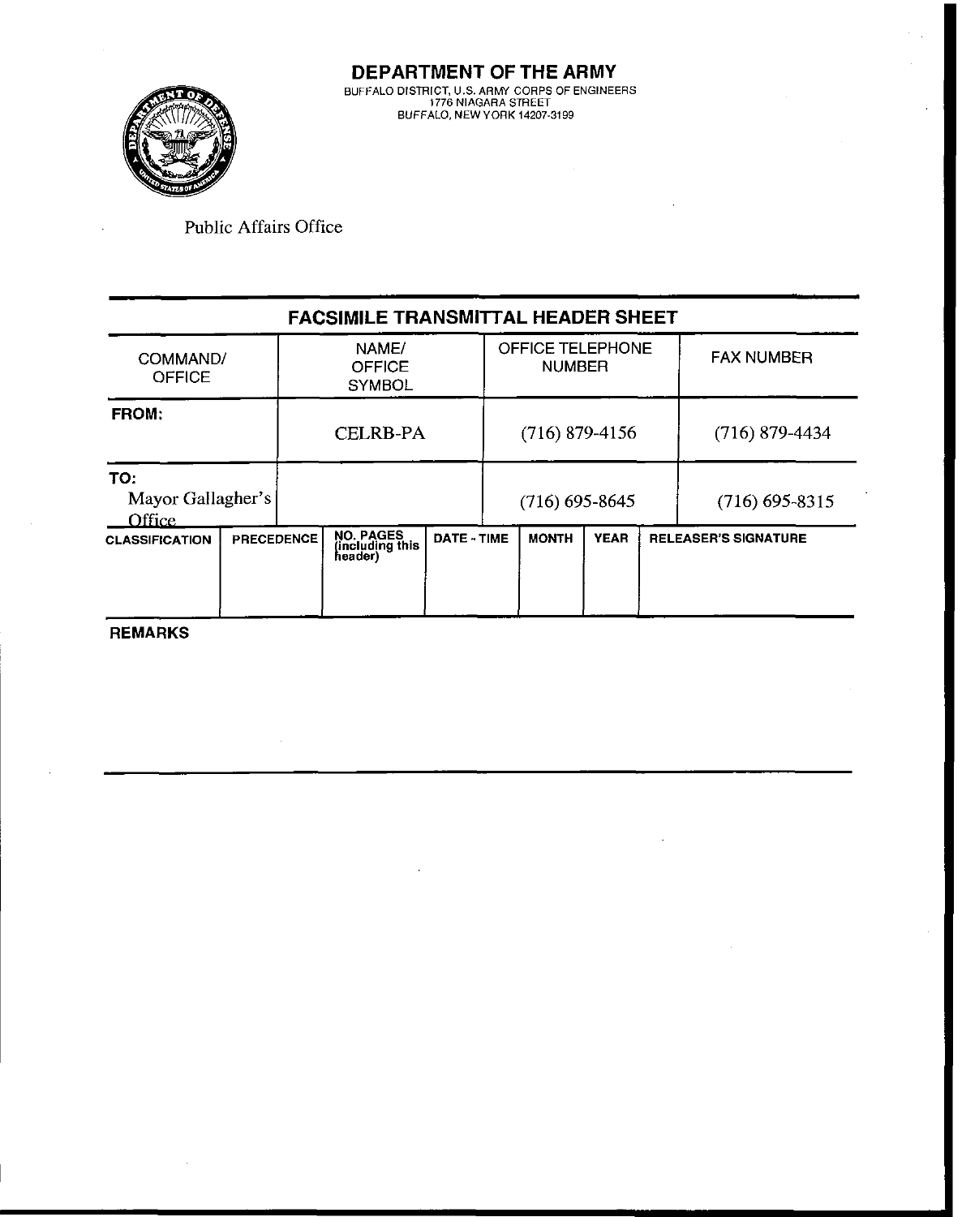# DEPARTMENT OF THE ARMY

BUFFALO DISTRICT, U.S. ARMY CORPS OF ENGINEERS
1776 NIAGARA STREET
BUFFALO, NEW YORK 14207-3199

Public Affairs Office

## FACSIMILE TRANSMITTAL HEADER SHEET

| COMMAND/ OFFICE | NAME/ OFFICE SYMBOL | OFFICE TELEPHONE NUMBER | FAX NUMBER |
|---|---|---|---|
| **FROM:** | CELRB-PA | (716) 879-4156 | (716) 879-4434 |
| **TO:** Mayor Gallagher's Office | | (716) 695-8645 | (716) 695-8315 |

| CLASSIFICATION | PRECEDENCE | NO. PAGES (including this header) | DATE - TIME | MONTH | YEAR | RELEASER'S SIGNATURE |
|---|---|---|---|---|---|---|
| | | | | | | |

**REMARKS**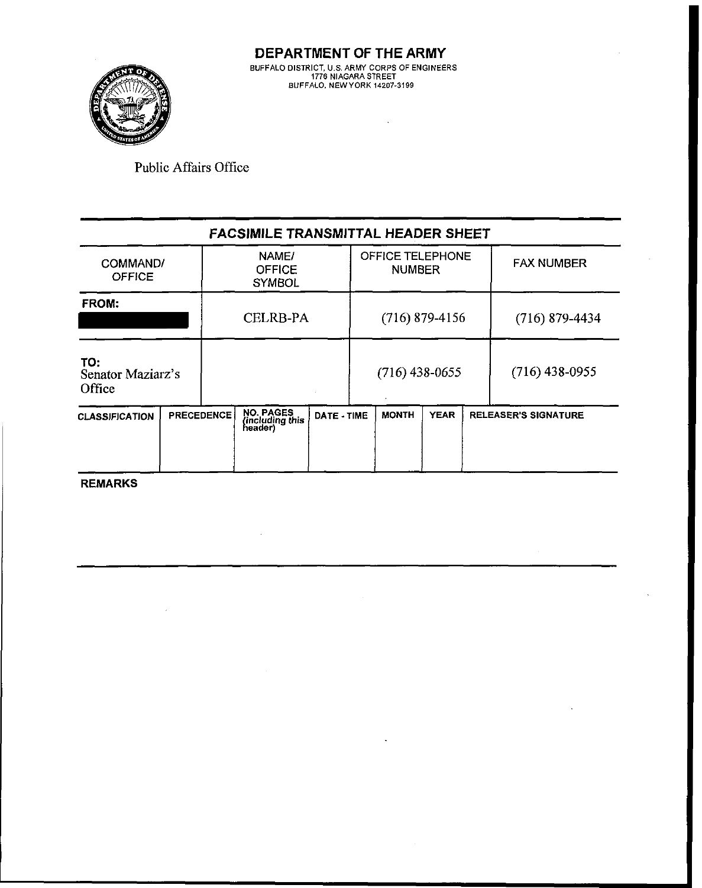# DEPARTMENT OF THE ARMY

BUFFALO DISTRICT, U.S. ARMY CORPS OF ENGINEERS
1776 NIAGARA STREET
BUFFALO, NEW YORK 14207-3199

Public Affairs Office

## FACSIMILE TRANSMITTAL HEADER SHEET

| COMMAND/ OFFICE | NAME/ OFFICE SYMBOL | OFFICE TELEPHONE NUMBER | FAX NUMBER |
|---|---|---|---|
| FROM: [REDACTED] | CELRB-PA | (716) 879-4156 | (716) 879-4434 |
| TO: Senator Maziarz's Office | | (716) 438-0655 | (716) 438-0955 |

| CLASSIFICATION | PRECEDENCE | NO. PAGES (including this header) | DATE - TIME | MONTH | YEAR | RELEASER'S SIGNATURE |
|---|---|---|---|---|---|---|
| | | | | | | |

**REMARKS**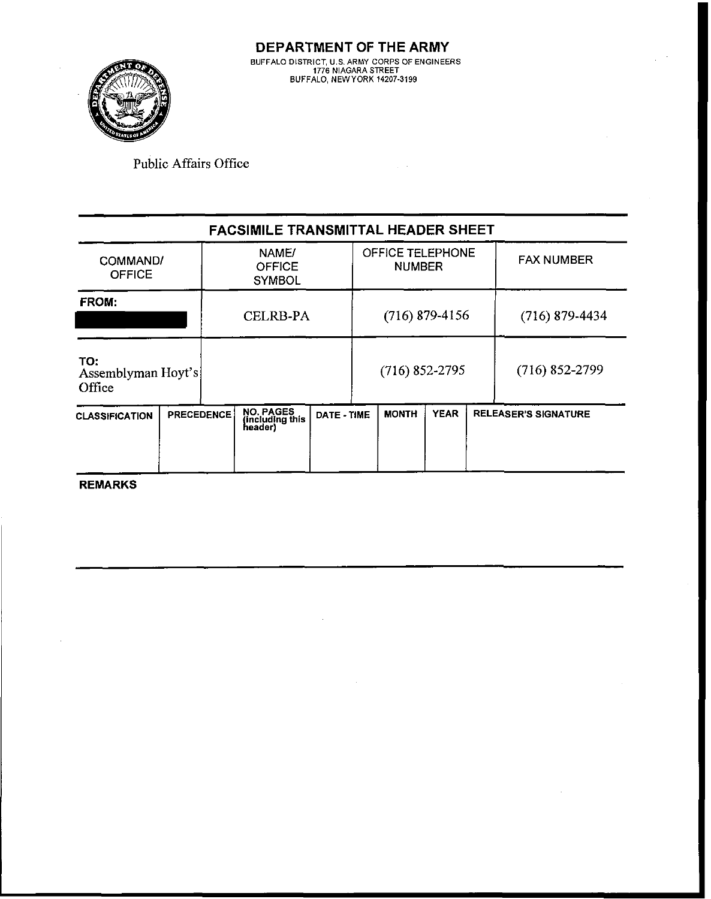# DEPARTMENT OF THE ARMY

BUFFALO DISTRICT, U.S. ARMY CORPS OF ENGINEERS
1776 NIAGARA STREET
BUFFALO, NEW YORK 14207-3199

Public Affairs Office

## FACSIMILE TRANSMITTAL HEADER SHEET

| COMMAND/ OFFICE | NAME/ OFFICE SYMBOL | OFFICE TELEPHONE NUMBER | FAX NUMBER |
|---|---|---|---|
| **FROM:** | CELRB-PA | (716) 879-4156 | (716) 879-4434 |
| **TO:** Assemblyman Hoyt's Office | | (716) 852-2795 | (716) 852-2799 |

| CLASSIFICATION | PRECEDENCE | NO. PAGES (including this header) | DATE - TIME | MONTH | YEAR | RELEASER'S SIGNATURE |
|---|---|---|---|---|---|---|
| | | | | | | |

**REMARKS**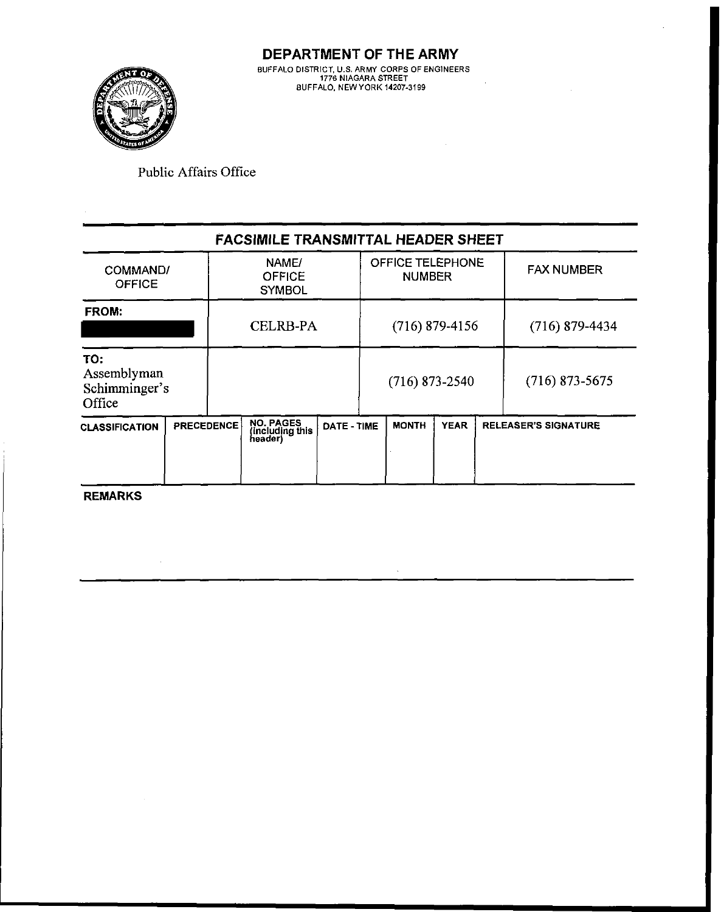# DEPARTMENT OF THE ARMY

BUFFALO DISTRICT, U.S. ARMY CORPS OF ENGINEERS
1776 NIAGARA STREET
BUFFALO, NEW YORK 14207-3199

Public Affairs Office

## FACSIMILE TRANSMITTAL HEADER SHEET

| COMMAND/ OFFICE | NAME/ OFFICE SYMBOL | OFFICE TELEPHONE NUMBER | FAX NUMBER |
|---|---|---|---|
| **FROM:** [REDACTED] | CELRB-PA | (716) 879-4156 | (716) 879-4434 |
| **TO:** Assemblyman Schimminger's Office | | (716) 873-2540 | (716) 873-5675 |

| CLASSIFICATION | PRECEDENCE | NO. PAGES (including this header) | DATE - TIME | MONTH | YEAR | RELEASER'S SIGNATURE |
|---|---|---|---|---|---|---|
| | | | | | | |

**REMARKS**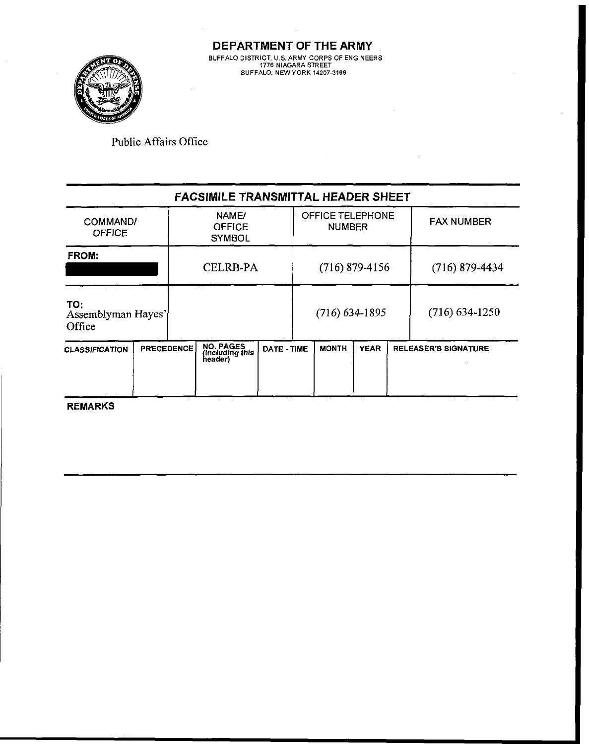# DEPARTMENT OF THE ARMY

BUFFALO DISTRICT, U.S. ARMY CORPS OF ENGINEERS
1776 NIAGARA STREET
BUFFALO, NEW YORK 14207-3199

Public Affairs Office

## FACSIMILE TRANSMITTAL HEADER SHEET

| COMMAND/ OFFICE | NAME/ OFFICE SYMBOL | OFFICE TELEPHONE NUMBER | FAX NUMBER |
|---|---|---|---|
| **FROM:** [REDACTED] | CELRB-PA | (716) 879-4156 | (716) 879-4434 |
| **TO:** Assemblyman Hayes' Office | | (716) 634-1895 | (716) 634-1250 |

| CLASSIFICATION | PRECEDENCE | NO. PAGES (including this header) | DATE - TIME | MONTH | YEAR | RELEASER'S SIGNATURE |
|---|---|---|---|---|---|---|
| | | | | | | |

**REMARKS**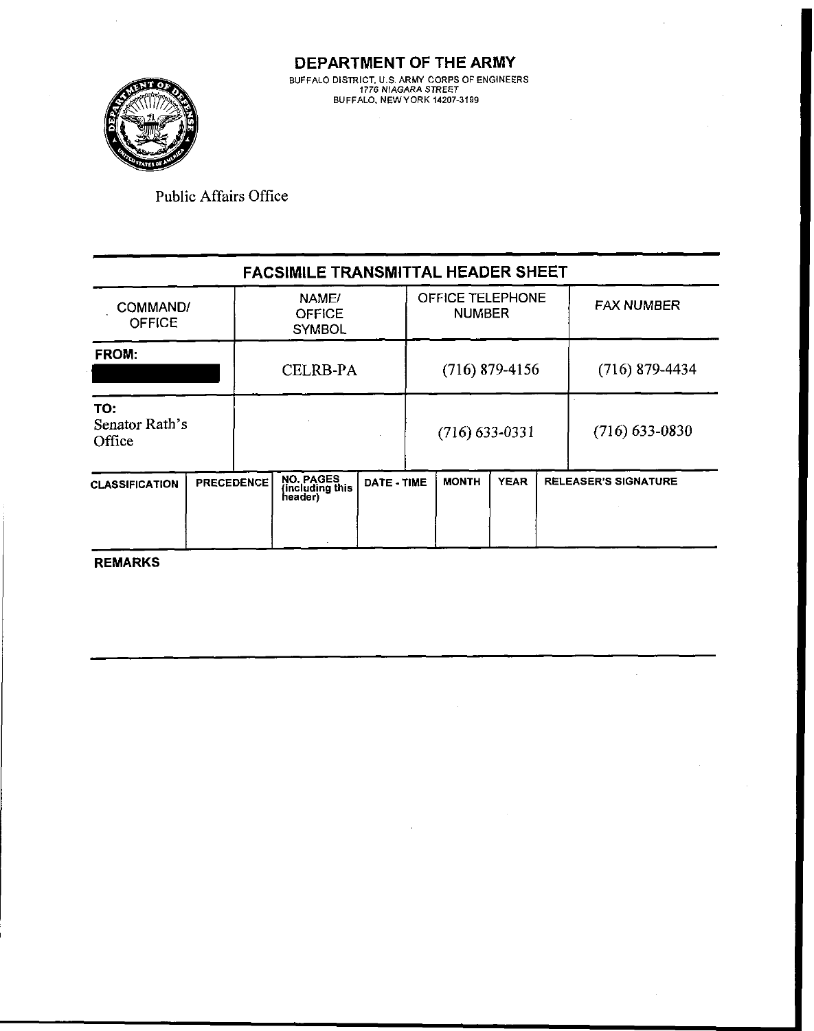# DEPARTMENT OF THE ARMY

BUFFALO DISTRICT, U.S. ARMY CORPS OF ENGINEERS
*1776 NIAGARA STREET*
BUFFALO, NEW YORK 14207-3199

Public Affairs Office

## FACSIMILE TRANSMITTAL HEADER SHEET

| COMMAND/ OFFICE | NAME/ OFFICE SYMBOL | OFFICE TELEPHONE NUMBER | FAX NUMBER |
|---|---|---|---|
| **FROM:** ███ | CELRB-PA | (716) 879-4156 | (716) 879-4434 |
| **TO:** Senator Rath's Office | | (716) 633-0331 | (716) 633-0830 |

| CLASSIFICATION | PRECEDENCE | NO. PAGES (including this header) | DATE - TIME | MONTH | YEAR | RELEASER'S SIGNATURE |
|---|---|---|---|---|---|---|
| | | | | | | |

**REMARKS**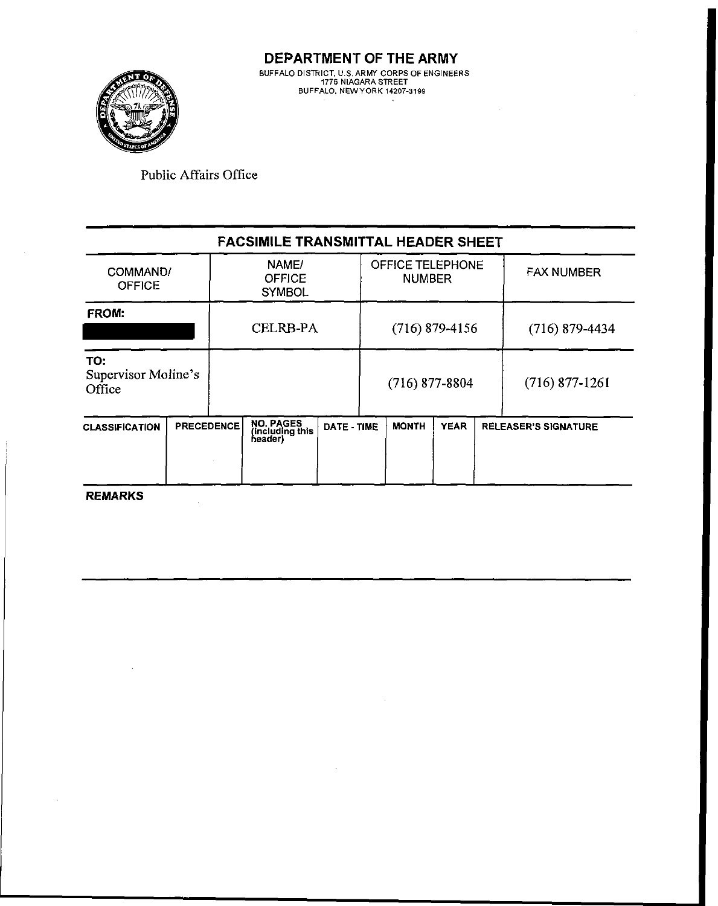# DEPARTMENT OF THE ARMY

BUFFALO DISTRICT, U.S. ARMY CORPS OF ENGINEERS
1776 NIAGARA STREET
BUFFALO, NEW YORK 14207-3199

Public Affairs Office

## FACSIMILE TRANSMITTAL HEADER SHEET

| COMMAND/ OFFICE | NAME/ OFFICE SYMBOL | OFFICE TELEPHONE NUMBER | FAX NUMBER |
|---|---|---|---|
| **FROM:** [REDACTED] | CELRB-PA | (716) 879-4156 | (716) 879-4434 |
| **TO:** Supervisor Moline's Office | | (716) 877-8804 | (716) 877-1261 |

| CLASSIFICATION | PRECEDENCE | NO. PAGES (including this header) | DATE - TIME | MONTH | YEAR | RELEASER'S SIGNATURE |
|---|---|---|---|---|---|---|
| | | | | | | |

**REMARKS**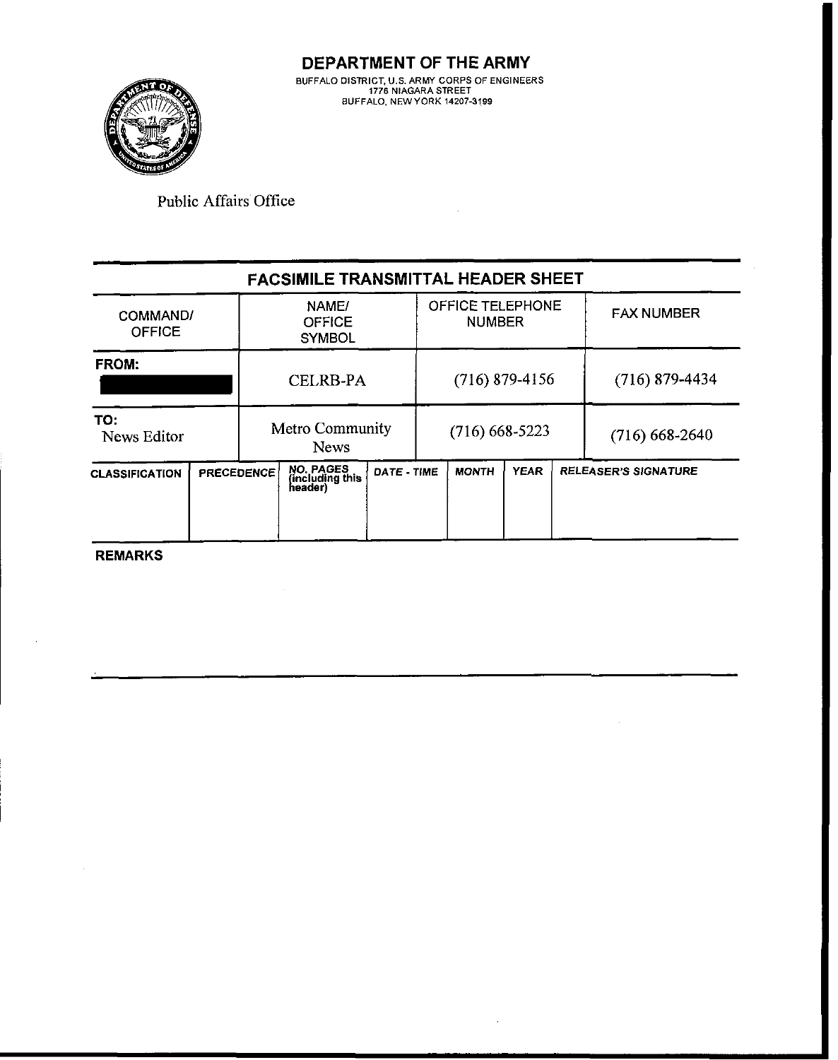# DEPARTMENT OF THE ARMY

BUFFALO DISTRICT, U.S. ARMY CORPS OF ENGINEERS
1776 NIAGARA STREET
BUFFALO, NEW YORK 14207-3199

Public Affairs Office

## FACSIMILE TRANSMITTAL HEADER SHEET

| COMMAND/ OFFICE | NAME/ OFFICE SYMBOL | OFFICE TELEPHONE NUMBER | FAX NUMBER |
|---|---|---|---|
| FROM: [redacted] | CELRB-PA | (716) 879-4156 | (716) 879-4434 |
| TO: News Editor | Metro Community News | (716) 668-5223 | (716) 668-2640 |

| CLASSIFICATION | PRECEDENCE | NO. PAGES (including this header) | DATE - TIME | MONTH | YEAR | RELEASER'S SIGNATURE |
|---|---|---|---|---|---|---|
| | | | | | | |

**REMARKS**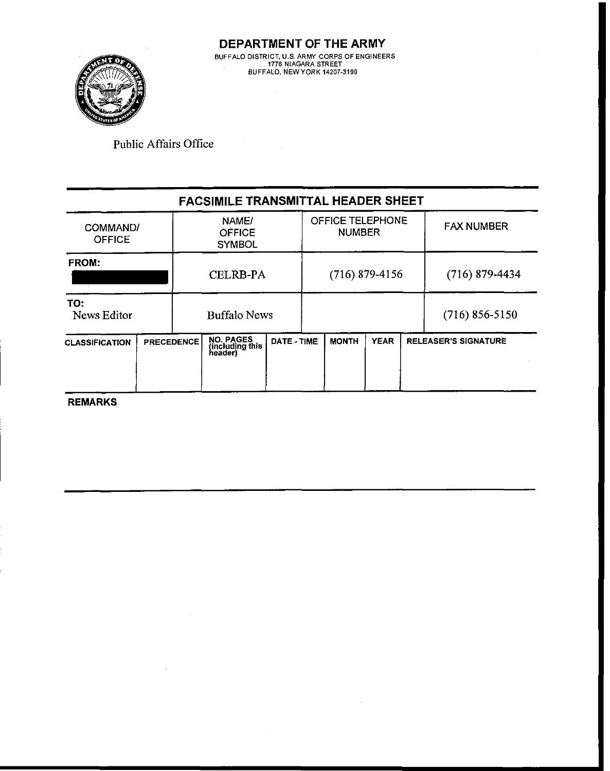# DEPARTMENT OF THE ARMY

BUFFALO DISTRICT, U.S. ARMY CORPS OF ENGINEERS
1776 NIAGARA STREET
BUFFALO, NEW YORK 14207-3199

Public Affairs Office

## FACSIMILE TRANSMITTAL HEADER SHEET

| COMMAND/ OFFICE | NAME/ OFFICE SYMBOL | OFFICE TELEPHONE NUMBER | FAX NUMBER |
|---|---|---|---|
| **FROM:** [redacted] | CELRB-PA | (716) 879-4156 | (716) 879-4434 |
| **TO:** News Editor | Buffalo News | | (716) 856-5150 |

| CLASSIFICATION | PRECEDENCE | NO. PAGES (including this header) | DATE - TIME | MONTH | YEAR | RELEASER'S SIGNATURE |
|---|---|---|---|---|---|---|
| | | | | | | |

**REMARKS**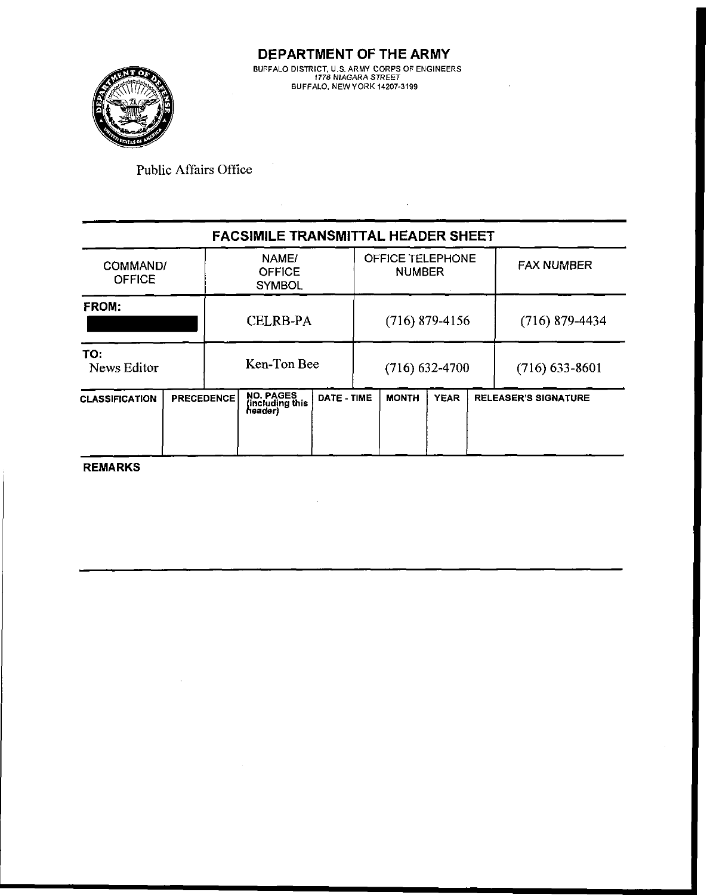# DEPARTMENT OF THE ARMY

BUFFALO DISTRICT, U.S. ARMY CORPS OF ENGINEERS
*1776 NIAGARA STREET*
BUFFALO, NEW YORK 14207-3199

Public Affairs Office

## FACSIMILE TRANSMITTAL HEADER SHEET

| COMMAND/ OFFICE | NAME/ OFFICE SYMBOL | OFFICE TELEPHONE NUMBER | FAX NUMBER |
|---|---|---|---|
| **FROM:** [REDACTED] | CELRB-PA | (716) 879-4156 | (716) 879-4434 |
| **TO:** News Editor | Ken-Ton Bee | (716) 632-4700 | (716) 633-8601 |

| CLASSIFICATION | PRECEDENCE | NO. PAGES (including this header) | DATE - TIME | MONTH | YEAR | RELEASER'S SIGNATURE |
|---|---|---|---|---|---|---|
| | | | | | | |

**REMARKS**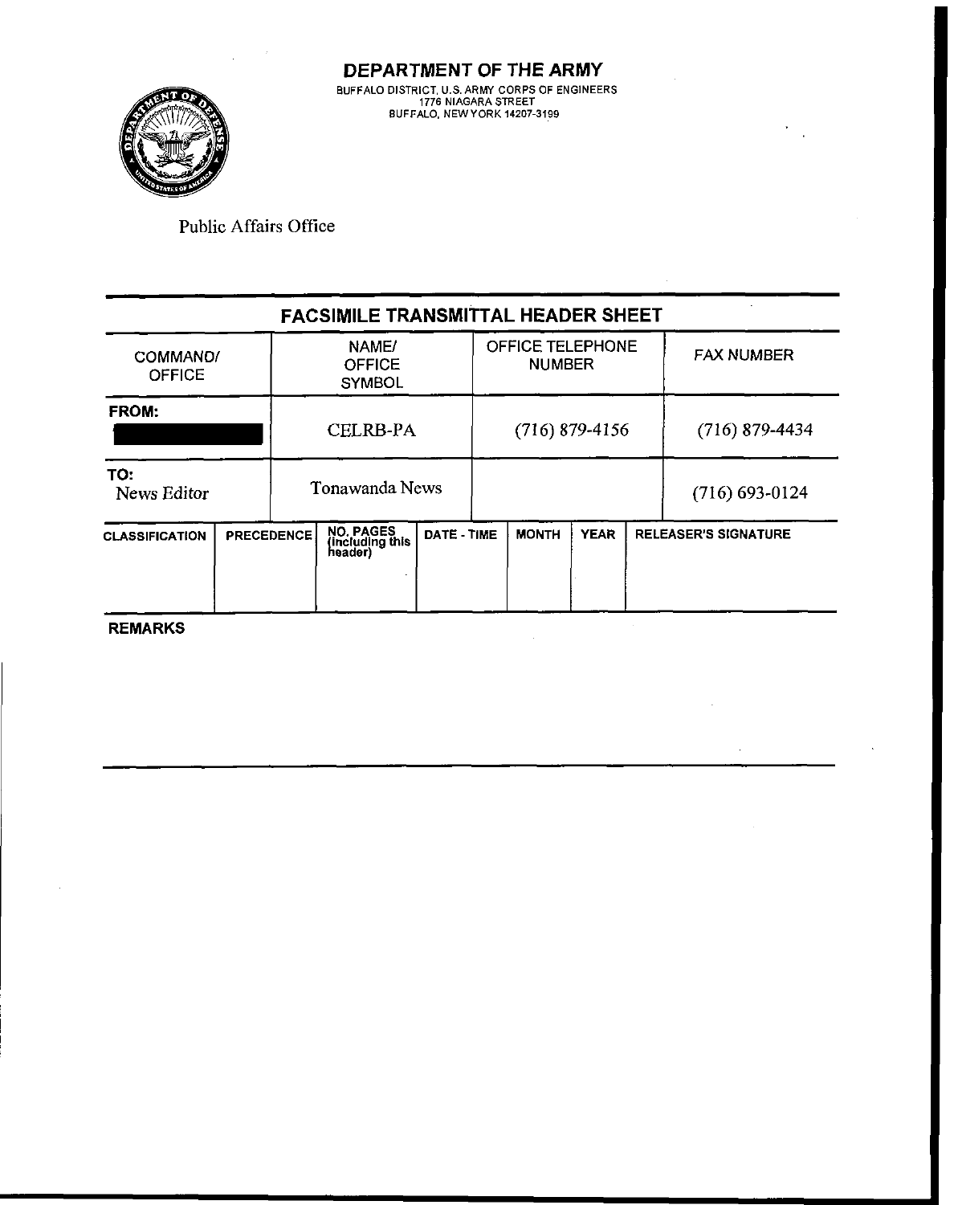# DEPARTMENT OF THE ARMY

BUFFALO DISTRICT, U.S. ARMY CORPS OF ENGINEERS
1776 NIAGARA STREET
BUFFALO, NEW YORK 14207-3199

Public Affairs Office

## FACSIMILE TRANSMITTAL HEADER SHEET

| COMMAND/ OFFICE | NAME/ OFFICE SYMBOL | OFFICE TELEPHONE NUMBER | FAX NUMBER |
|---|---|---|---|
| FROM: ███ | CELRB-PA | (716) 879-4156 | (716) 879-4434 |
| TO: News Editor | Tonawanda News | | (716) 693-0124 |

| CLASSIFICATION | PRECEDENCE | NO. PAGES (including this header) | DATE - TIME | MONTH | YEAR | RELEASER'S SIGNATURE |
|---|---|---|---|---|---|---|
| | | | | | | |

**REMARKS**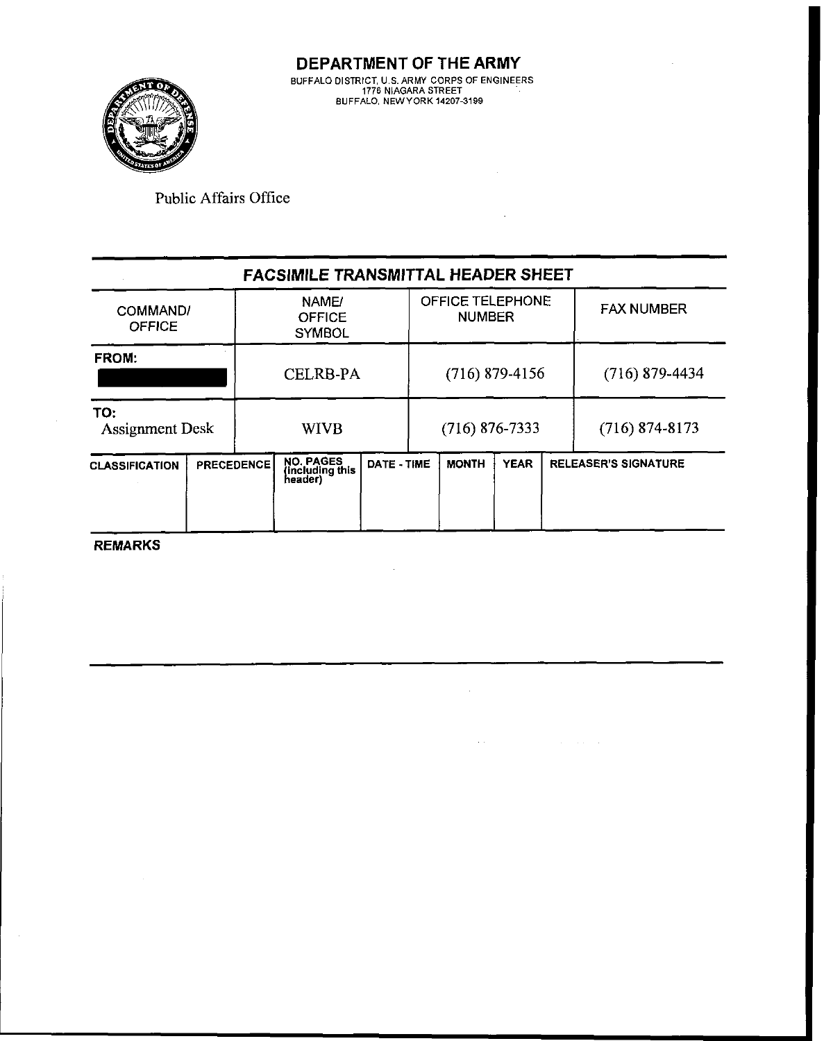# DEPARTMENT OF THE ARMY

BUFFALO DISTRICT, U.S. ARMY CORPS OF ENGINEERS
1776 NIAGARA STREET
BUFFALO, NEW YORK 14207-3199

Public Affairs Office

## FACSIMILE TRANSMITTAL HEADER SHEET

| COMMAND/ OFFICE | NAME/ OFFICE SYMBOL | OFFICE TELEPHONE NUMBER | FAX NUMBER |
|---|---|---|---|
| FROM: ██████ | CELRB-PA | (716) 879-4156 | (716) 879-4434 |
| TO: Assignment Desk | WIVB | (716) 876-7333 | (716) 874-8173 |

| CLASSIFICATION | PRECEDENCE | NO. PAGES (including this header) | DATE - TIME | MONTH | YEAR | RELEASER'S SIGNATURE |
|---|---|---|---|---|---|---|
| | | | | | | |

**REMARKS**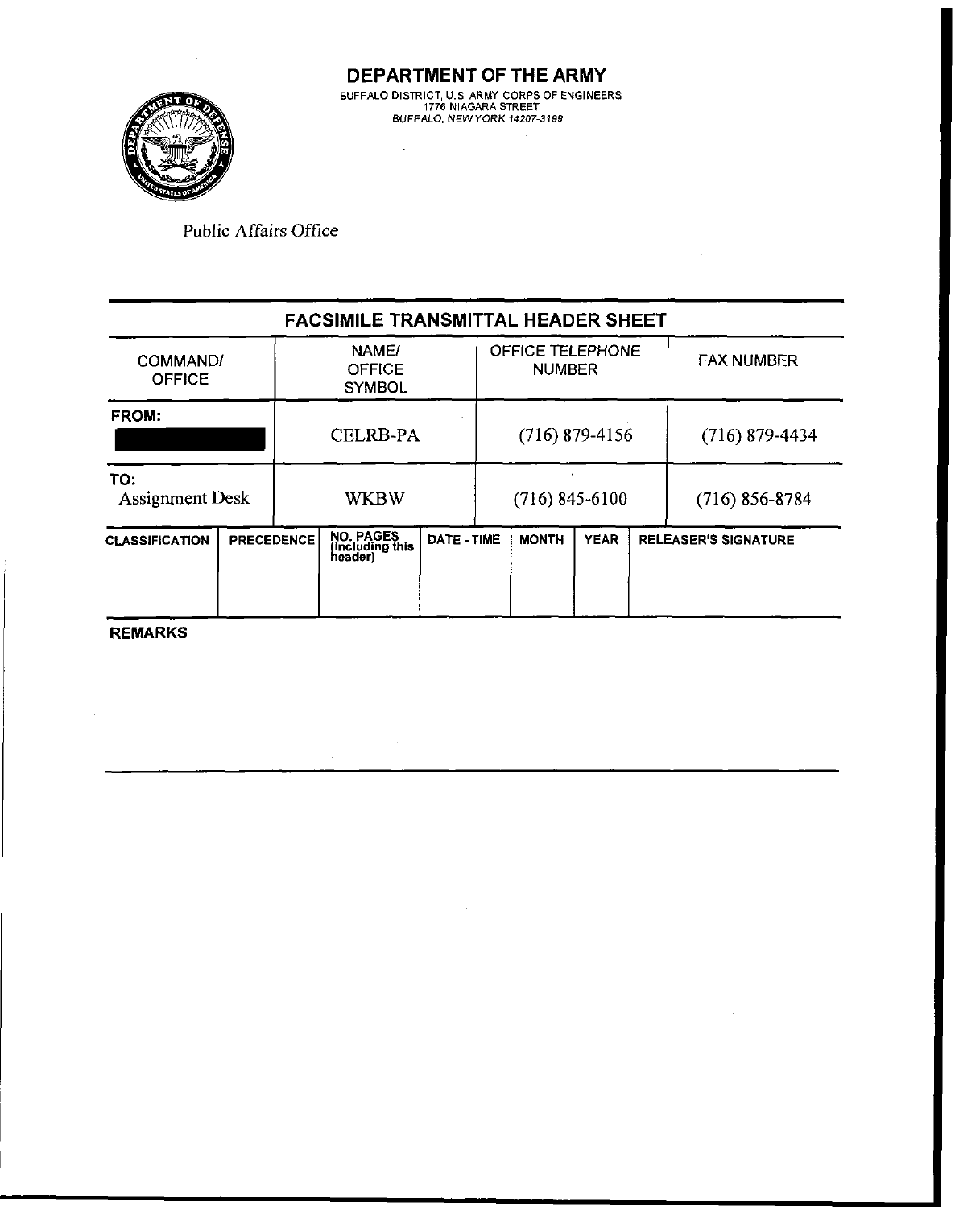# DEPARTMENT OF THE ARMY

BUFFALO DISTRICT, U.S. ARMY CORPS OF ENGINEERS
1776 NIAGARA STREET
*BUFFALO, NEW YORK 14207-3199*

Public Affairs Office

## FACSIMILE TRANSMITTAL HEADER SHEET

| COMMAND/ OFFICE | NAME/ OFFICE SYMBOL | OFFICE TELEPHONE NUMBER | FAX NUMBER |
|---|---|---|---|
| **FROM:** ██████ | CELRB-PA | (716) 879-4156 | (716) 879-4434 |
| **TO:** Assignment Desk | WKBW | (716) 845-6100 | (716) 856-8784 |

| CLASSIFICATION | PRECEDENCE | NO. PAGES (including this header) | DATE - TIME | MONTH | YEAR | RELEASER'S SIGNATURE |
|---|---|---|---|---|---|---|
| | | | | | | |

**REMARKS**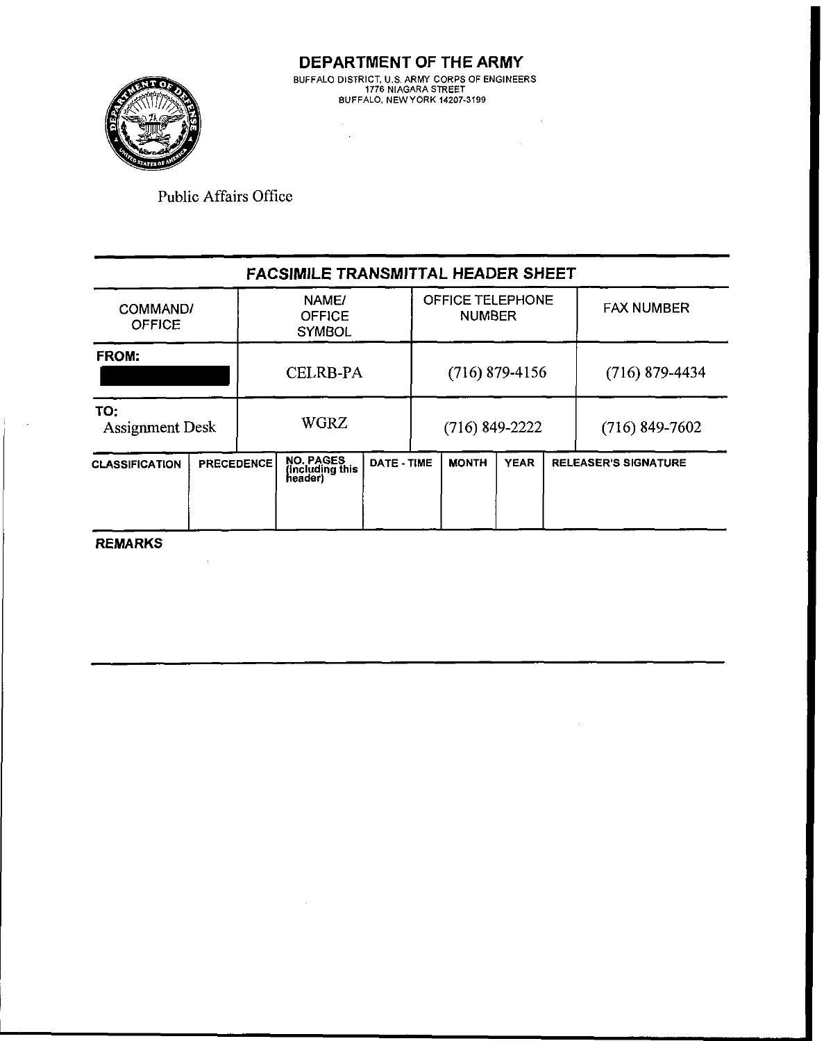# DEPARTMENT OF THE ARMY

BUFFALO DISTRICT, U.S. ARMY CORPS OF ENGINEERS
1776 NIAGARA STREET
BUFFALO, NEW YORK 14207-3199

Public Affairs Office

## FACSIMILE TRANSMITTAL HEADER SHEET

| COMMAND/ OFFICE | NAME/ OFFICE SYMBOL | OFFICE TELEPHONE NUMBER | FAX NUMBER |
|---|---|---|---|
| FROM: ██████ | CELRB-PA | (716) 879-4156 | (716) 879-4434 |
| TO: Assignment Desk | WGRZ | (716) 849-2222 | (716) 849-7602 |

| CLASSIFICATION | PRECEDENCE | NO. PAGES (including this header) | DATE - TIME | MONTH | YEAR | RELEASER'S SIGNATURE |
|---|---|---|---|---|---|---|
| | | | | | | |

**REMARKS**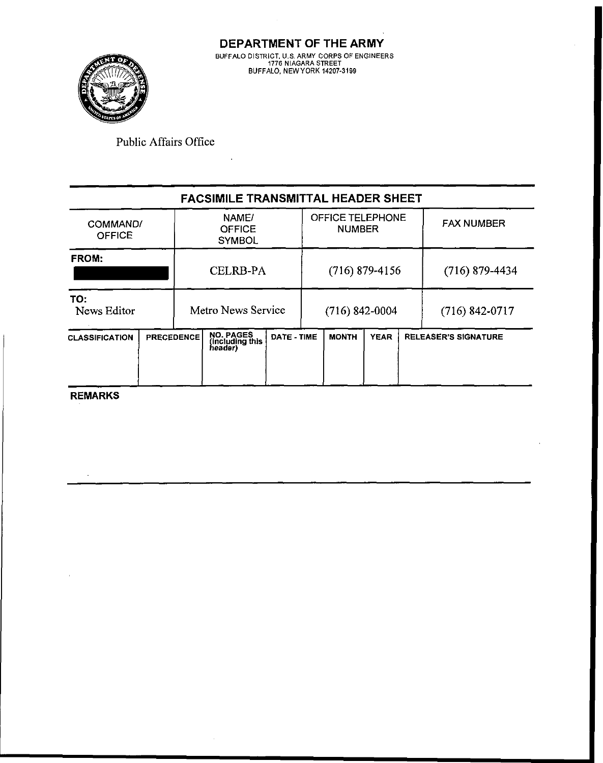# DEPARTMENT OF THE ARMY

BUFFALO DISTRICT, U.S. ARMY CORPS OF ENGINEERS
1776 NIAGARA STREET
BUFFALO, NEW YORK 14207-3199

Public Affairs Office

## FACSIMILE TRANSMITTAL HEADER SHEET

| COMMAND/ OFFICE | NAME/ OFFICE SYMBOL | OFFICE TELEPHONE NUMBER | FAX NUMBER |
|---|---|---|---|
| **FROM:** [REDACTED] | CELRB-PA | (716) 879-4156 | (716) 879-4434 |
| **TO:** News Editor | Metro News Service | (716) 842-0004 | (716) 842-0717 |

| CLASSIFICATION | PRECEDENCE | NO. PAGES (including this header) | DATE - TIME | MONTH | YEAR | RELEASER'S SIGNATURE |
|---|---|---|---|---|---|---|
| | | | | | | |

**REMARKS**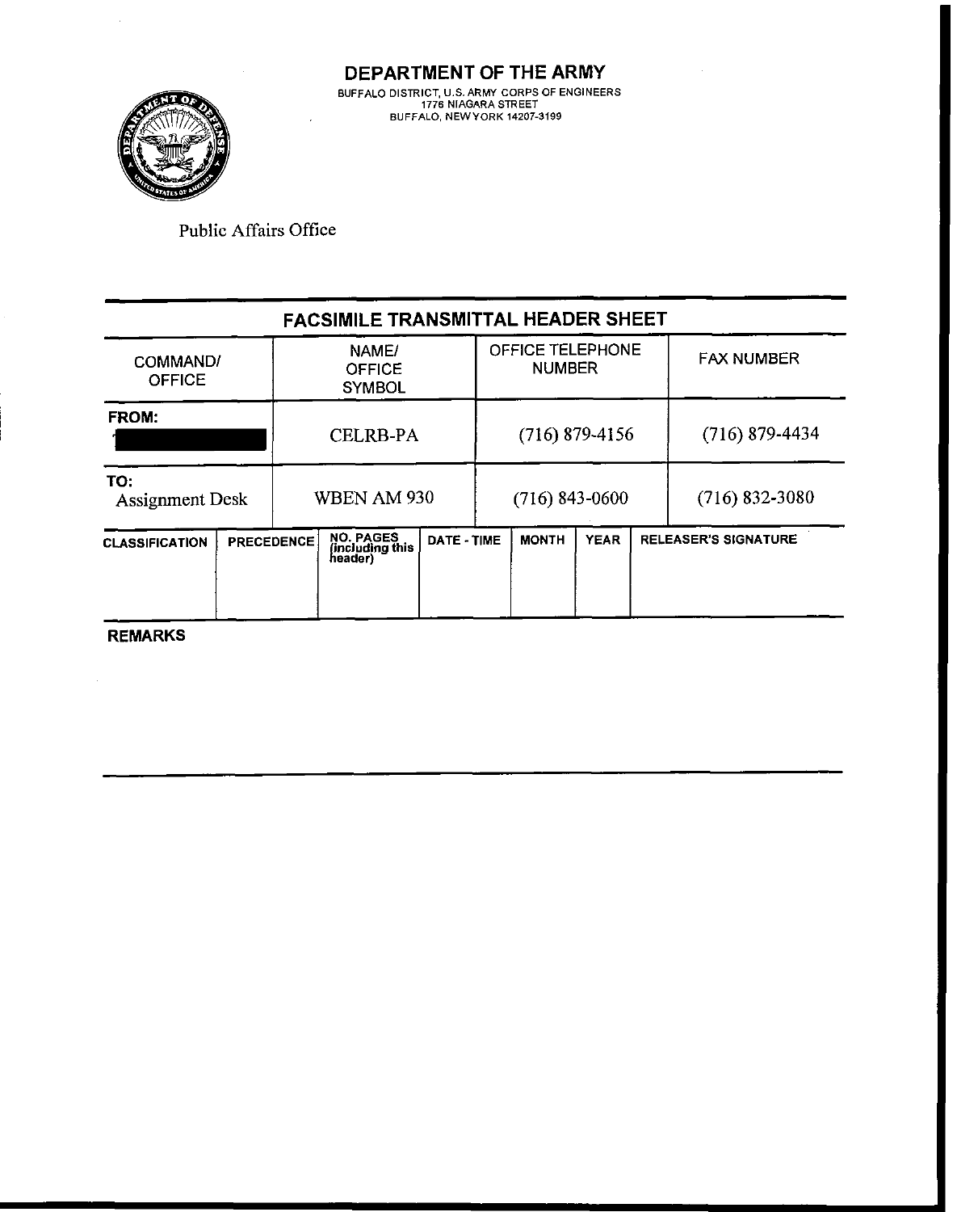# DEPARTMENT OF THE ARMY

BUFFALO DISTRICT, U.S. ARMY CORPS OF ENGINEERS
1776 NIAGARA STREET
BUFFALO, NEW YORK 14207-3199

Public Affairs Office

## FACSIMILE TRANSMITTAL HEADER SHEET

| COMMAND/ OFFICE | NAME/ OFFICE SYMBOL | OFFICE TELEPHONE NUMBER | FAX NUMBER |
|---|---|---|---|
| FROM: [REDACTED] | CELRB-PA | (716) 879-4156 | (716) 879-4434 |
| TO: Assignment Desk | WBEN AM 930 | (716) 843-0600 | (716) 832-3080 |

| CLASSIFICATION | PRECEDENCE | NO. PAGES (including this header) | DATE - TIME | MONTH | YEAR | RELEASER'S SIGNATURE |
|---|---|---|---|---|---|---|
| | | | | | | |

**REMARKS**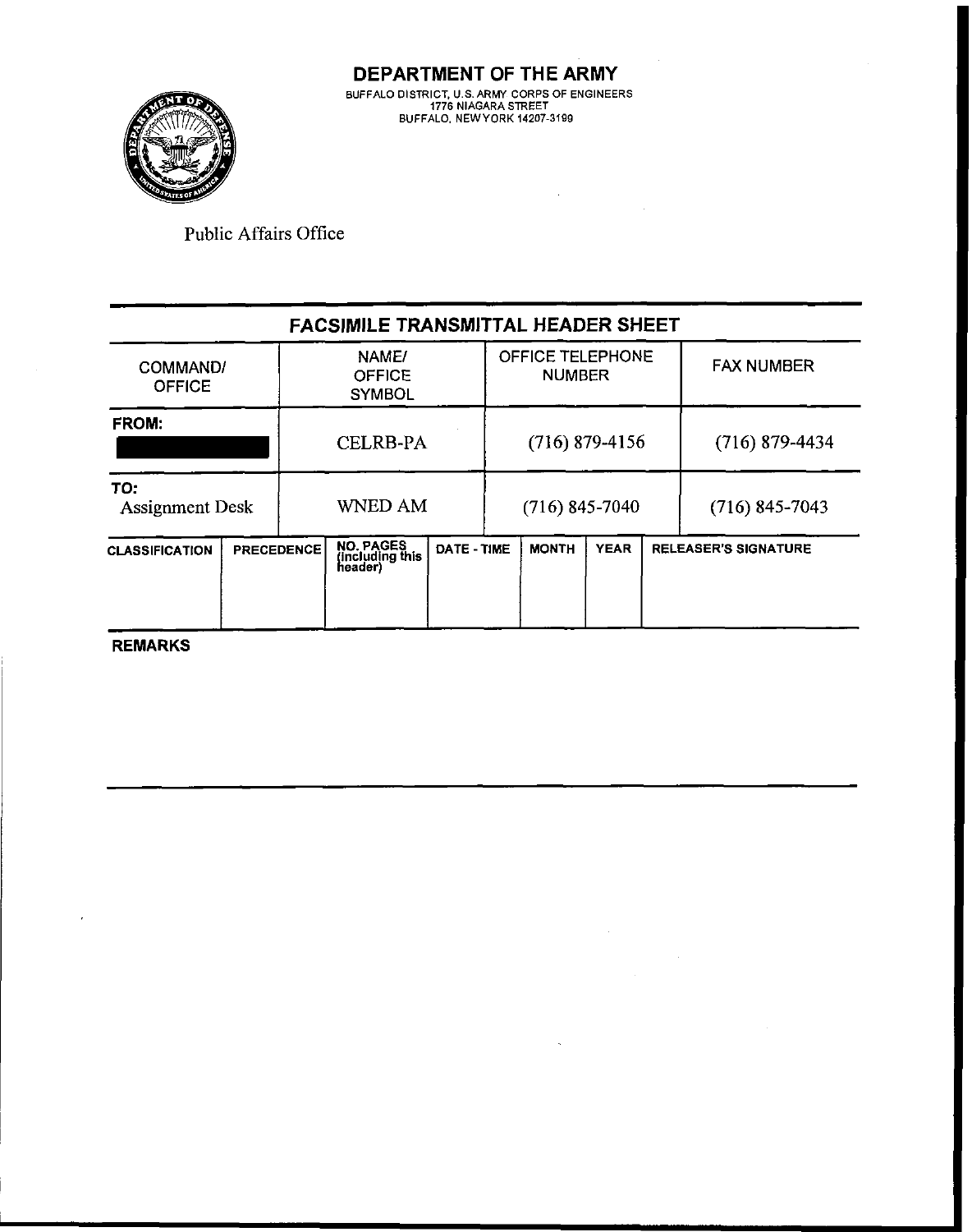# DEPARTMENT OF THE ARMY

BUFFALO DISTRICT, U.S. ARMY CORPS OF ENGINEERS
1776 NIAGARA STREET
BUFFALO, NEW YORK 14207-3199

Public Affairs Office

## FACSIMILE TRANSMITTAL HEADER SHEET

| COMMAND/ OFFICE | NAME/ OFFICE SYMBOL | OFFICE TELEPHONE NUMBER | FAX NUMBER |
|---|---|---|---|
| FROM: ███████ | CELRB-PA | (716) 879-4156 | (716) 879-4434 |
| TO: Assignment Desk | WNED AM | (716) 845-7040 | (716) 845-7043 |

| CLASSIFICATION | PRECEDENCE | NO. PAGES (including this header) | DATE - TIME | MONTH | YEAR | RELEASER'S SIGNATURE |
|---|---|---|---|---|---|---|
| | | | | | | |

**REMARKS**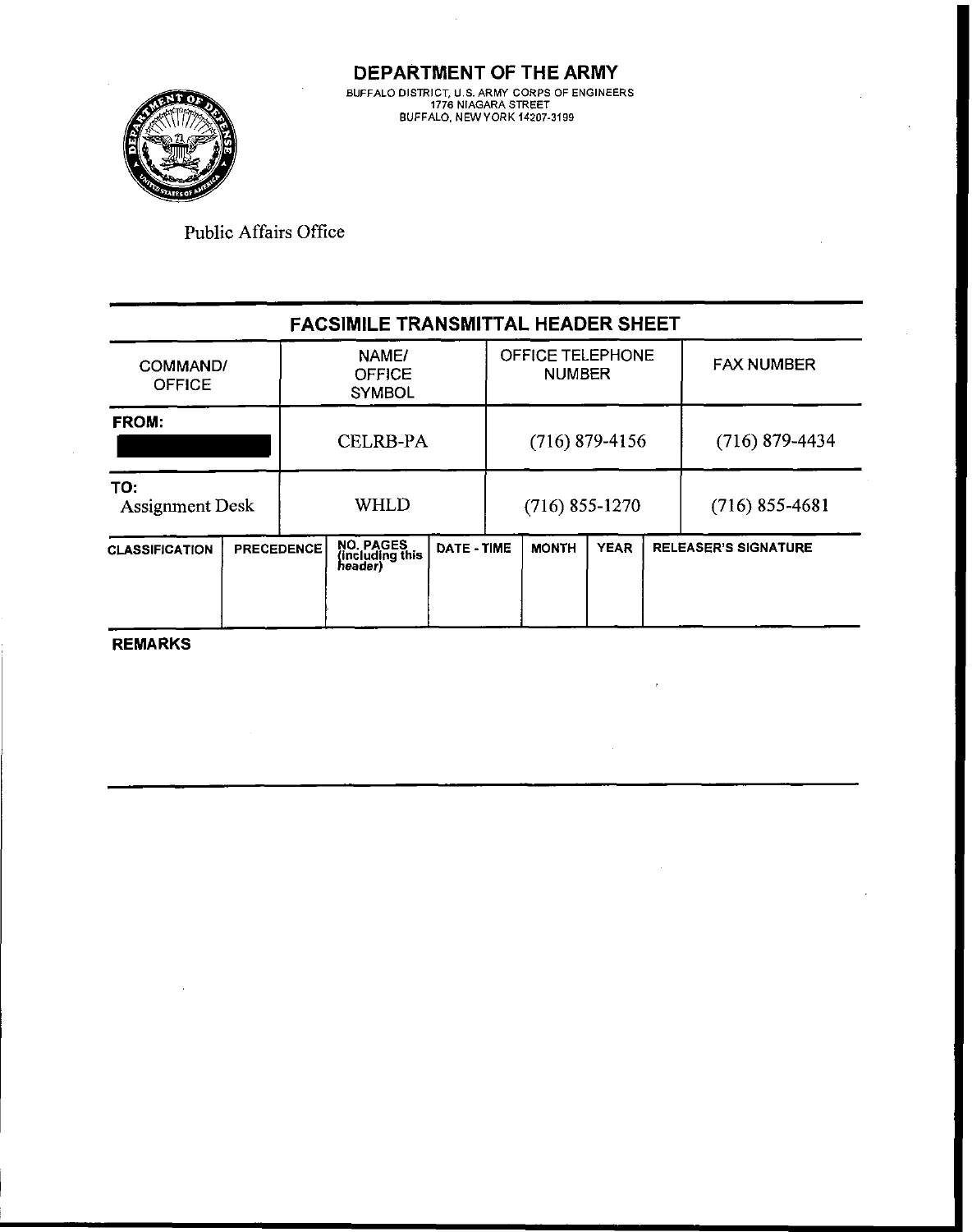# DEPARTMENT OF THE ARMY

BUFFALO DISTRICT, U.S. ARMY CORPS OF ENGINEERS
1776 NIAGARA STREET
BUFFALO, NEW YORK 14207-3199

Public Affairs Office

## FACSIMILE TRANSMITTAL HEADER SHEET

| COMMAND/ OFFICE | NAME/ OFFICE SYMBOL | OFFICE TELEPHONE NUMBER | FAX NUMBER |
|---|---|---|---|
| FROM: ███████ | CELRB-PA | (716) 879-4156 | (716) 879-4434 |
| TO: Assignment Desk | WHLD | (716) 855-1270 | (716) 855-4681 |

| CLASSIFICATION | PRECEDENCE | NO. PAGES (including this header) | DATE - TIME | MONTH | YEAR | RELEASER'S SIGNATURE |
|---|---|---|---|---|---|---|
| | | | | | | |

**REMARKS**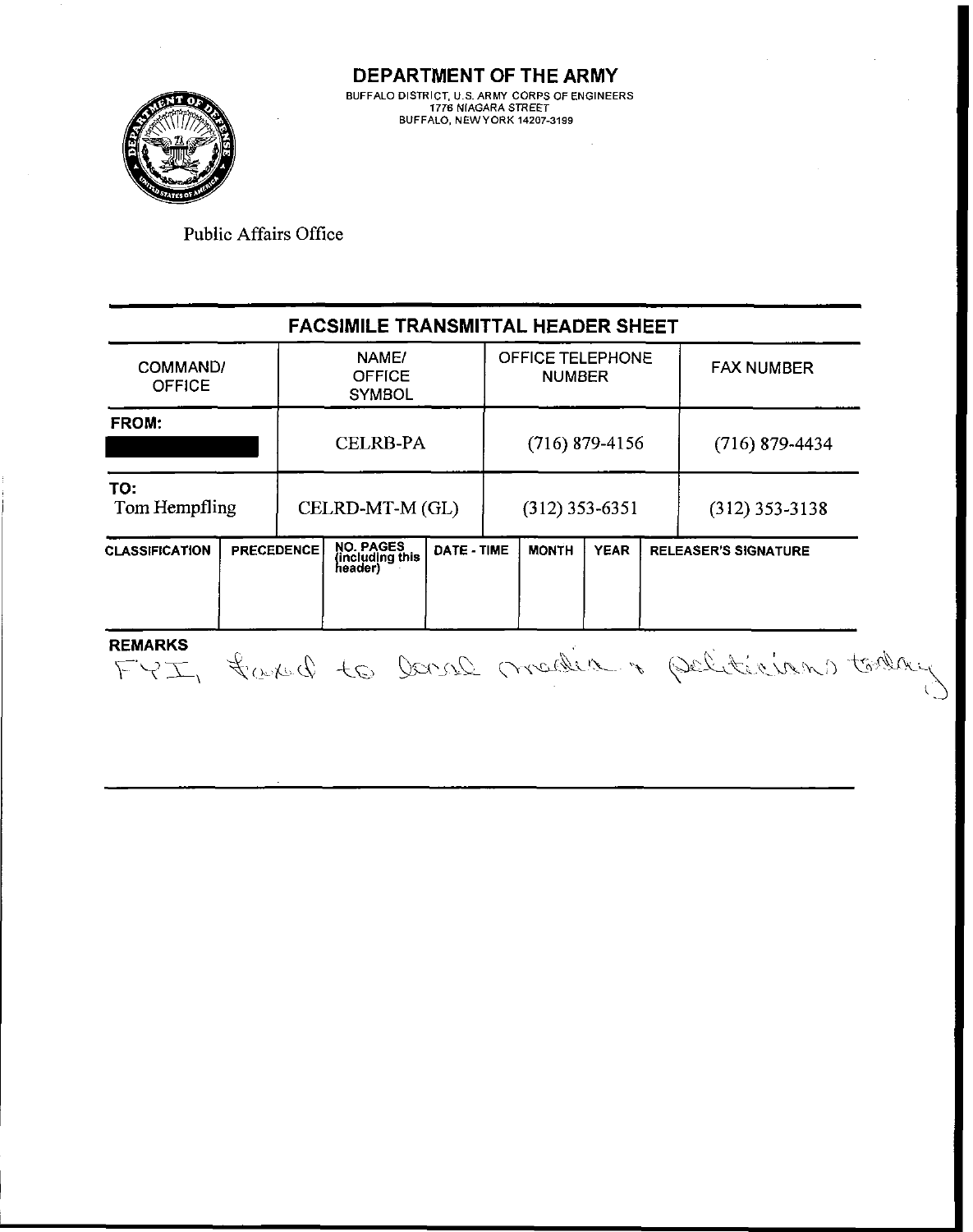# DEPARTMENT OF THE ARMY

BUFFALO DISTRICT, U.S. ARMY CORPS OF ENGINEERS
1776 NIAGARA STREET
BUFFALO, NEW YORK 14207-3199

Public Affairs Office

## FACSIMILE TRANSMITTAL HEADER SHEET

| COMMAND/ OFFICE | NAME/ OFFICE SYMBOL | OFFICE TELEPHONE NUMBER | FAX NUMBER |
|---|---|---|---|
| FROM: ███████ | CELRB-PA | (716) 879-4156 | (716) 879-4434 |
| TO: Tom Hempfling | CELRD-MT-M (GL) | (312) 353-6351 | (312) 353-3138 |

| CLASSIFICATION | PRECEDENCE | NO. PAGES (including this header) | DATE - TIME | MONTH | YEAR | RELEASER'S SIGNATURE |
|---|---|---|---|---|---|---|
| | | | | | | |

**REMARKS**

FYI, faxed to local media & politicians today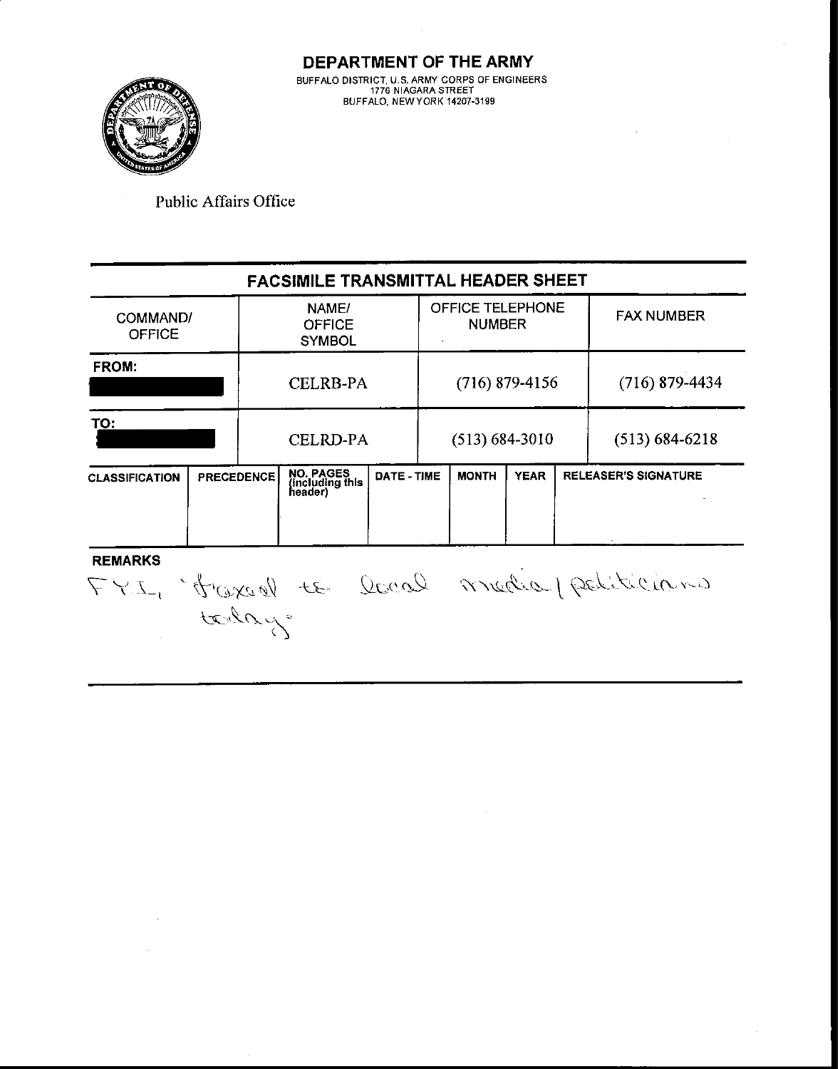# DEPARTMENT OF THE ARMY

BUFFALO DISTRICT, U.S. ARMY CORPS OF ENGINEERS
1776 NIAGARA STREET
BUFFALO, NEW YORK 14207-3199

Public Affairs Office

## FACSIMILE TRANSMITTAL HEADER SHEET

| COMMAND/ OFFICE | NAME/ OFFICE SYMBOL | OFFICE TELEPHONE NUMBER | FAX NUMBER |
|---|---|---|---|
| FROM: [REDACTED] | CELRB-PA | (716) 879-4156 | (716) 879-4434 |
| TO: [REDACTED] | CELRD-PA | (513) 684-3010 | (513) 684-6218 |

| CLASSIFICATION | PRECEDENCE | NO. PAGES (including this header) | DATE - TIME | MONTH | YEAR | RELEASER'S SIGNATURE |
|---|---|---|---|---|---|---|
| | | | | | | |

**REMARKS**

FYI, faxed to local media/politicians today.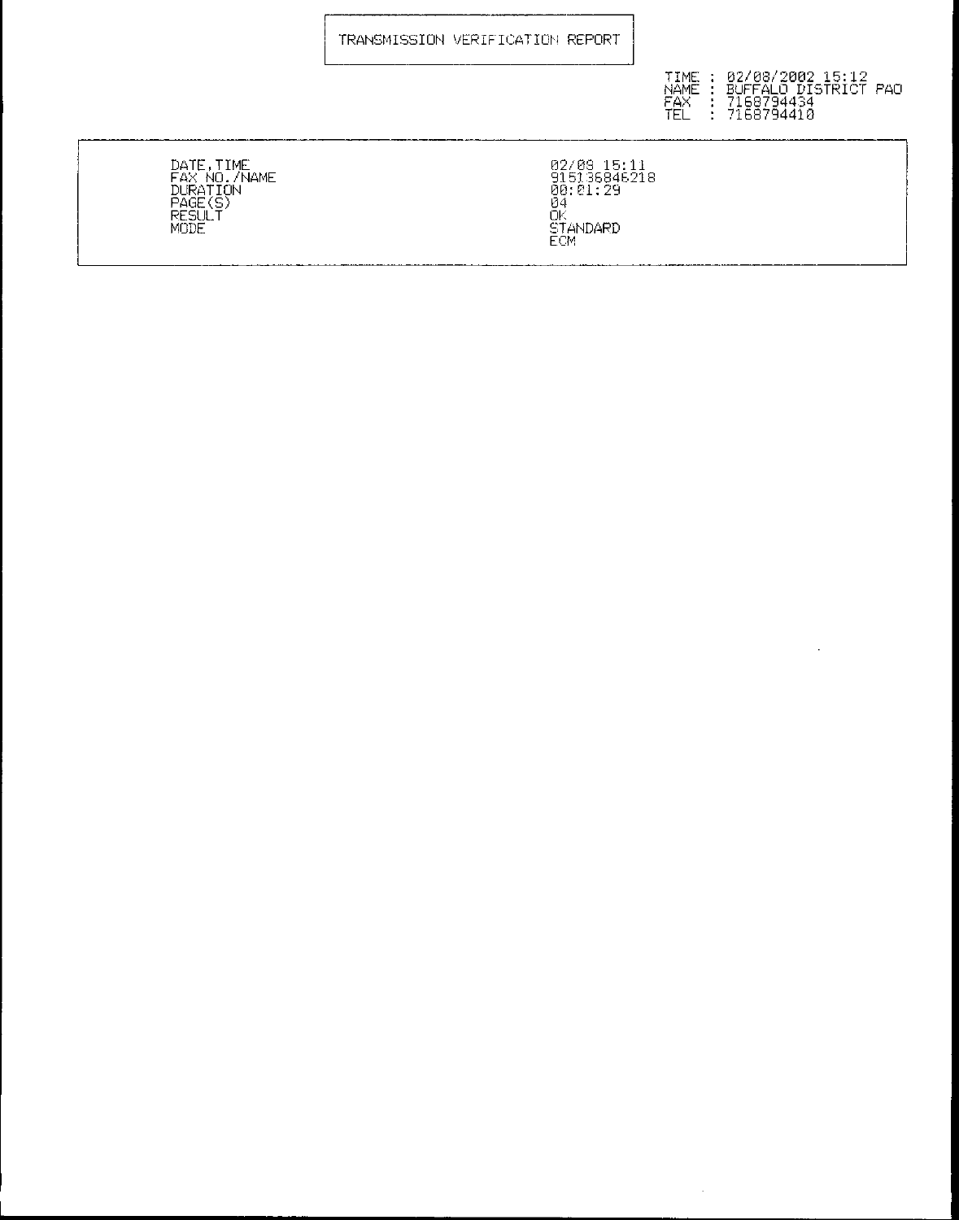# TRANSMISSION VERIFICATION REPORT

TIME : 02/08/2002 15:12
NAME : BUFFALO DISTRICT PAO
FAX : 7168794434
TEL : 7168794410

| | |
|---|---|
| DATE, TIME | 02/08 15:11 |
| FAX NO./NAME | 915136846218 |
| DURATION | 00:01:29 |
| PAGE(S) | 04 |
| RESULT | OK |
| MODE | STANDARD ECM |